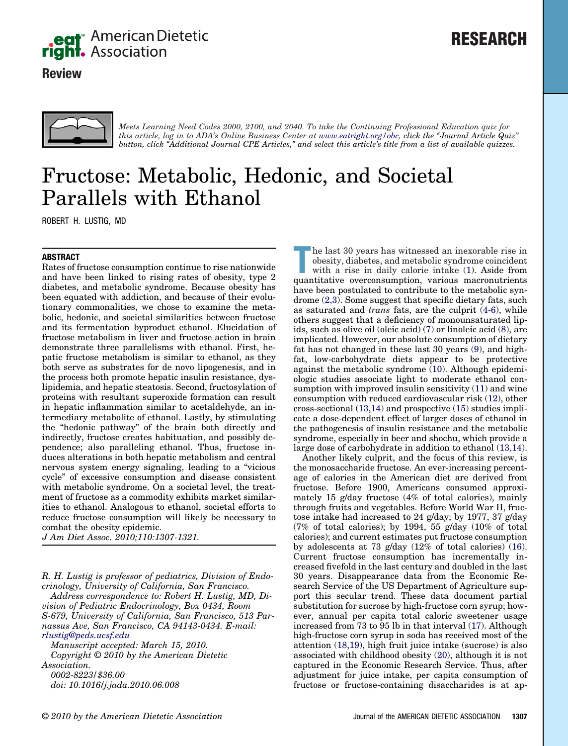American Dietetic Association

**Review**

# RESEARCH

*Meets Learning Need Codes 2000, 2100, and 2040. To take the Continuing Professional Education quiz for this article, log in to ADA's Online Business Center at www.eatright.org/obc, click the "Journal Article Quiz" button, click "Additional Journal CPE Articles," and select this article's title from a list of available quizzes.*

# Fructose: Metabolic, Hedonic, and Societal Parallels with Ethanol

ROBERT H. LUSTIG, MD

## ABSTRACT

Rates of fructose consumption continue to rise nationwide and have been linked to rising rates of obesity, type 2 diabetes, and metabolic syndrome. Because obesity has been equated with addiction, and because of their evolutionary commonalities, we chose to examine the metabolic, hedonic, and societal similarities between fructose and its fermentation byproduct ethanol. Elucidation of fructose metabolism in liver and fructose action in brain demonstrate three parallelisms with ethanol. First, hepatic fructose metabolism is similar to ethanol, as they both serve as substrates for de novo lipogenesis, and in the process both promote hepatic insulin resistance, dyslipidemia, and hepatic steatosis. Second, fructosylation of proteins with resultant superoxide formation can result in hepatic inflammation similar to acetaldehyde, an intermediary metabolite of ethanol. Lastly, by stimulating the "hedonic pathway" of the brain both directly and indirectly, fructose creates habituation, and possibly dependence; also paralleling ethanol. Thus, fructose induces alterations in both hepatic metabolism and central nervous system energy signaling, leading to a "vicious cycle" of excessive consumption and disease consistent with metabolic syndrome. On a societal level, the treatment of fructose as a commodity exhibits market similarities to ethanol. Analogous to ethanol, societal efforts to reduce fructose consumption will likely be necessary to combat the obesity epidemic.

*J Am Diet Assoc. 2010;110:1307-1321.*

*R. H. Lustig is professor of pediatrics, Division of Endocrinology, University of California, San Francisco.*

*Address correspondence to: Robert H. Lustig, MD, Division of Pediatric Endocrinology, Box 0434, Room S-679, University of California, San Francisco, 513 Parnassus Ave, San Francisco, CA 94143-0434. E-mail: rlustig@peds.ucsf.edu*

*Manuscript accepted: March 15, 2010.*

*Copyright © 2010 by the American Dietetic Association.*

*0002-8223/$36.00*

*doi: 10.1016/j.jada.2010.06.008*

The last 30 years has witnessed an inexorable rise in obesity, diabetes, and metabolic syndrome coincident with a rise in daily calorie intake (1). Aside from quantitative overconsumption, various macronutrients have been postulated to contribute to the metabolic syndrome (2,3). Some suggest that specific dietary fats, such as saturated and *trans* fats, are the culprit (4-6), while others suggest that a deficiency of monounsaturated lipids, such as olive oil (oleic acid) (7) or linoleic acid (8), are implicated. However, our absolute consumption of dietary fat has not changed in these last 30 years (9), and high-fat, low-carbohydrate diets appear to be protective against the metabolic syndrome (10). Although epidemiologic studies associate light to moderate ethanol consumption with improved insulin sensitivity (11) and wine consumption with reduced cardiovascular risk (12), other cross-sectional (13,14) and prospective (15) studies implicate a dose-dependent effect of larger doses of ethanol in the pathogenesis of insulin resistance and the metabolic syndrome, especially in beer and shochu, which provide a large dose of carbohydrate in addition to ethanol (13,14).

Another likely culprit, and the focus of this review, is the monosaccharide fructose. An ever-increasing percentage of calories in the American diet are derived from fructose. Before 1900, Americans consumed approximately 15 g/day fructose (4% of total calories), mainly through fruits and vegetables. Before World War II, fructose intake had increased to 24 g/day; by 1977, 37 g/day (7% of total calories); by 1994, 55 g/day (10% of total calories); and current estimates put fructose consumption by adolescents at 73 g/day (12% of total calories) (16). Current fructose consumption has incrementally increased fivefold in the last century and doubled in the last 30 years. Disappearance data from the Economic Research Service of the US Department of Agriculture support this secular trend. These data document partial substitution for sucrose by high-fructose corn syrup; however, annual per capita total caloric sweetener usage increased from 73 to 95 lb in that interval (17). Although high-fructose corn syrup in soda has received most of the attention (18,19), high fruit juice intake (sucrose) is also associated with childhood obesity (20), although it is not captured in the Economic Research Service. Thus, after adjustment for juice intake, per capita consumption of fructose or fructose-containing disaccharides is at ap-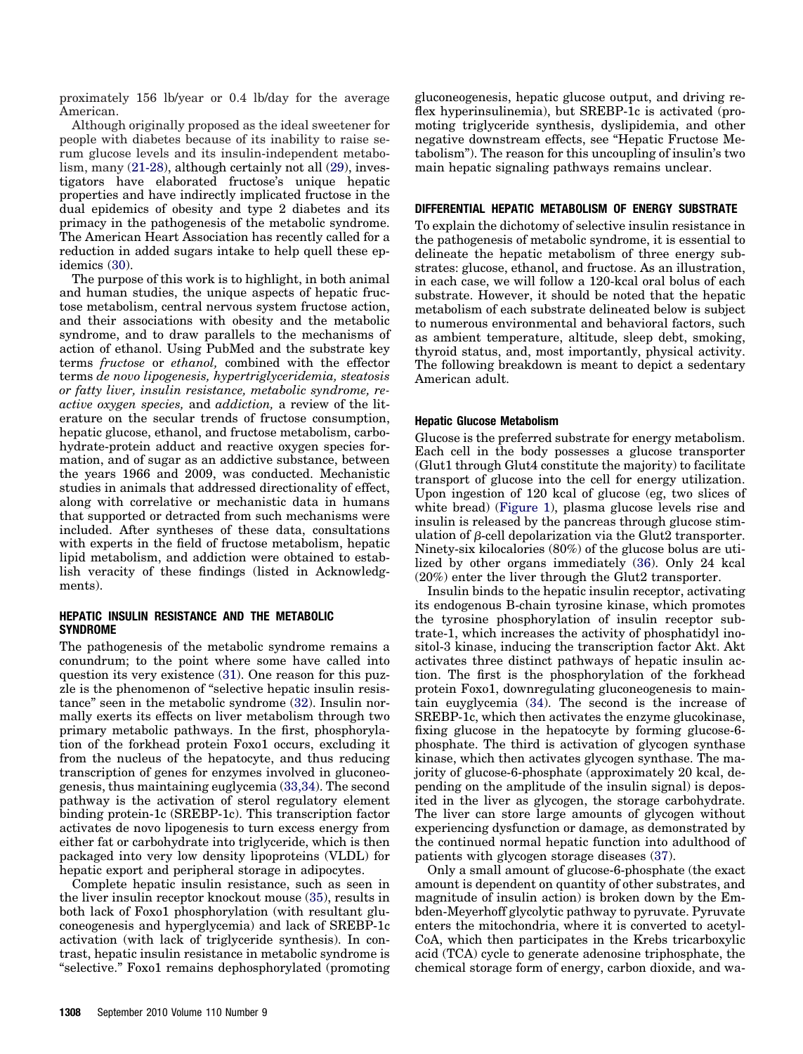proximately 156 lb/year or 0.4 lb/day for the average American.

Although originally proposed as the ideal sweetener for people with diabetes because of its inability to raise serum glucose levels and its insulin-independent metabolism, many (21-28), although certainly not all (29), investigators have elaborated fructose's unique hepatic properties and have indirectly implicated fructose in the dual epidemics of obesity and type 2 diabetes and its primacy in the pathogenesis of the metabolic syndrome. The American Heart Association has recently called for a reduction in added sugars intake to help quell these epidemics (30).

The purpose of this work is to highlight, in both animal and human studies, the unique aspects of hepatic fructose metabolism, central nervous system fructose action, and their associations with obesity and the metabolic syndrome, and to draw parallels to the mechanisms of action of ethanol. Using PubMed and the substrate key terms *fructose* or *ethanol,* combined with the effector terms *de novo lipogenesis, hypertriglyceridemia, steatosis or fatty liver, insulin resistance, metabolic syndrome, reactive oxygen species,* and *addiction,* a review of the literature on the secular trends of fructose consumption, hepatic glucose, ethanol, and fructose metabolism, carbohydrate-protein adduct and reactive oxygen species formation, and of sugar as an addictive substance, between the years 1966 and 2009, was conducted. Mechanistic studies in animals that addressed directionality of effect, along with correlative or mechanistic data in humans that supported or detracted from such mechanisms were included. After syntheses of these data, consultations with experts in the field of fructose metabolism, hepatic lipid metabolism, and addiction were obtained to establish veracity of these findings (listed in Acknowledgments).

## HEPATIC INSULIN RESISTANCE AND THE METABOLIC SYNDROME

The pathogenesis of the metabolic syndrome remains a conundrum; to the point where some have called into question its very existence (31). One reason for this puzzle is the phenomenon of "selective hepatic insulin resistance" seen in the metabolic syndrome (32). Insulin normally exerts its effects on liver metabolism through two primary metabolic pathways. In the first, phosphorylation of the forkhead protein Foxo1 occurs, excluding it from the nucleus of the hepatocyte, and thus reducing transcription of genes for enzymes involved in gluconeogenesis, thus maintaining euglycemia (33,34). The second pathway is the activation of sterol regulatory element binding protein-1c (SREBP-1c). This transcription factor activates de novo lipogenesis to turn excess energy from either fat or carbohydrate into triglyceride, which is then packaged into very low density lipoproteins (VLDL) for hepatic export and peripheral storage in adipocytes.

Complete hepatic insulin resistance, such as seen in the liver insulin receptor knockout mouse (35), results in both lack of Foxo1 phosphorylation (with resultant gluconeogenesis and hyperglycemia) and lack of SREBP-1c activation (with lack of triglyceride synthesis). In contrast, hepatic insulin resistance in metabolic syndrome is "selective." Foxo1 remains dephosphorylated (promoting gluconeogenesis, hepatic glucose output, and driving reflex hyperinsulinemia), but SREBP-1c is activated (promoting triglyceride synthesis, dyslipidemia, and other negative downstream effects, see "Hepatic Fructose Metabolism"). The reason for this uncoupling of insulin's two main hepatic signaling pathways remains unclear.

## DIFFERENTIAL HEPATIC METABOLISM OF ENERGY SUBSTRATE

To explain the dichotomy of selective insulin resistance in the pathogenesis of metabolic syndrome, it is essential to delineate the hepatic metabolism of three energy substrates: glucose, ethanol, and fructose. As an illustration, in each case, we will follow a 120-kcal oral bolus of each substrate. However, it should be noted that the hepatic metabolism of each substrate delineated below is subject to numerous environmental and behavioral factors, such as ambient temperature, altitude, sleep debt, smoking, thyroid status, and, most importantly, physical activity. The following breakdown is meant to depict a sedentary American adult.

### Hepatic Glucose Metabolism

Glucose is the preferred substrate for energy metabolism. Each cell in the body possesses a glucose transporter (Glut1 through Glut4 constitute the majority) to facilitate transport of glucose into the cell for energy utilization. Upon ingestion of 120 kcal of glucose (eg, two slices of white bread) (Figure 1), plasma glucose levels rise and insulin is released by the pancreas through glucose stimulation of β-cell depolarization via the Glut2 transporter. Ninety-six kilocalories (80%) of the glucose bolus are utilized by other organs immediately (36). Only 24 kcal (20%) enter the liver through the Glut2 transporter.

Insulin binds to the hepatic insulin receptor, activating its endogenous B-chain tyrosine kinase, which promotes the tyrosine phosphorylation of insulin receptor substrate-1, which increases the activity of phosphatidyl inositol-3 kinase, inducing the transcription factor Akt. Akt activates three distinct pathways of hepatic insulin action. The first is the phosphorylation of the forkhead protein Foxo1, downregulating gluconeogenesis to maintain euyglycemia (34). The second is the increase of SREBP-1c, which then activates the enzyme glucokinase, fixing glucose in the hepatocyte by forming glucose-6-phosphate. The third is activation of glycogen synthase kinase, which then activates glycogen synthase. The majority of glucose-6-phosphate (approximately 20 kcal, depending on the amplitude of the insulin signal) is deposited in the liver as glycogen, the storage carbohydrate. The liver can store large amounts of glycogen without experiencing dysfunction or damage, as demonstrated by the continued normal hepatic function into adulthood of patients with glycogen storage diseases (37).

Only a small amount of glucose-6-phosphate (the exact amount is dependent on quantity of other substrates, and magnitude of insulin action) is broken down by the Embden-Meyerhoff glycolytic pathway to pyruvate. Pyruvate enters the mitochondria, where it is converted to acetyl-CoA, which then participates in the Krebs tricarboxylic acid (TCA) cycle to generate adenosine triphosphate, the chemical storage form of energy, carbon dioxide, and wa-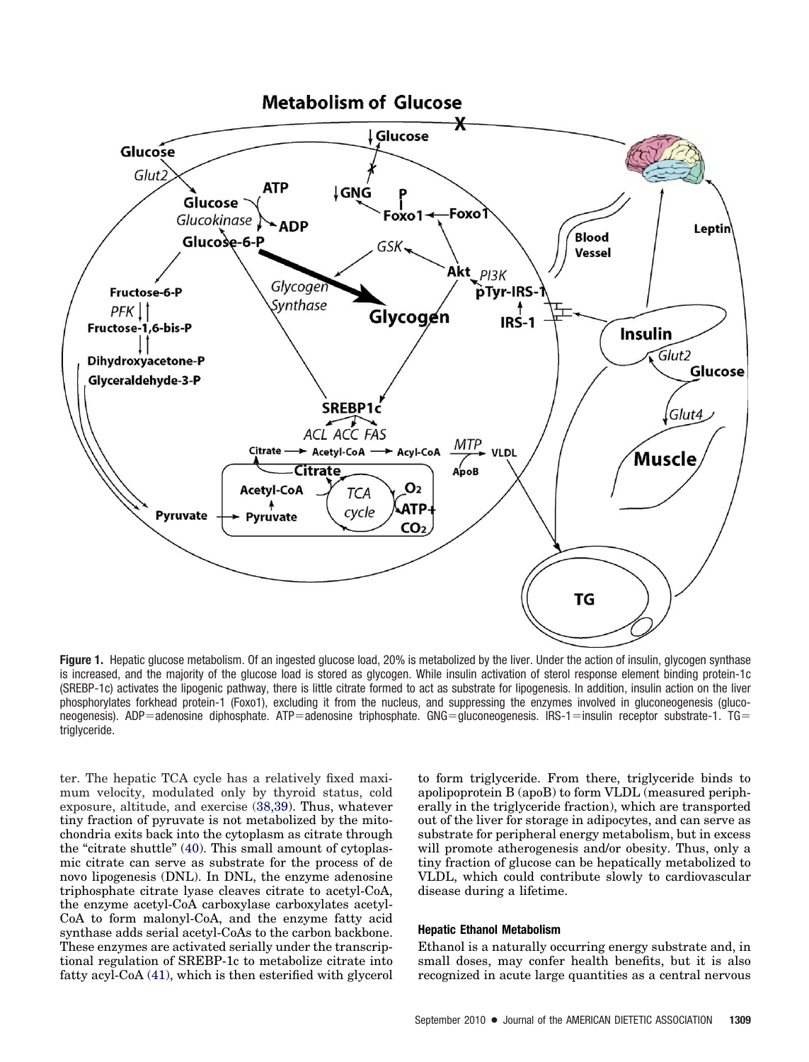**Figure 1.** Hepatic glucose metabolism. Of an ingested glucose load, 20% is metabolized by the liver. Under the action of insulin, glycogen synthase is increased, and the majority of the glucose load is stored as glycogen. While insulin activation of sterol response element binding protein-1c (SREBP-1c) activates the lipogenic pathway, there is little citrate formed to act as substrate for lipogenesis. In addition, insulin action on the liver phosphorylates forkhead protein-1 (Foxo1), excluding it from the nucleus, and suppressing the enzymes involved in gluconeogenesis (gluconeogenesis). ADP=adenosine diphosphate. ATP=adenosine triphosphate. GNG=gluconeogenesis. IRS-1=insulin receptor substrate-1. TG=triglyceride.

ter. The hepatic TCA cycle has a relatively fixed maximum velocity, modulated only by thyroid status, cold exposure, altitude, and exercise (38,39). Thus, whatever tiny fraction of pyruvate is not metabolized by the mitochondria exits back into the cytoplasm as citrate through the "citrate shuttle" (40). This small amount of cytoplasmic citrate can serve as substrate for the process of de novo lipogenesis (DNL). In DNL, the enzyme adenosine triphosphate citrate lyase cleaves citrate to acetyl-CoA, the enzyme acetyl-CoA carboxylase carboxylates acetyl-CoA to form malonyl-CoA, and the enzyme fatty acid synthase adds serial acetyl-CoAs to the carbon backbone. These enzymes are activated serially under the transcriptional regulation of SREBP-1c to metabolize citrate into fatty acyl-CoA (41), which is then esterified with glycerol to form triglyceride. From there, triglyceride binds to apolipoprotein B (apoB) to form VLDL (measured peripherally in the triglyceride fraction), which are transported out of the liver for storage in adipocytes, and can serve as substrate for peripheral energy metabolism, but in excess will promote atherogenesis and/or obesity. Thus, only a tiny fraction of glucose can be hepatically metabolized to VLDL, which could contribute slowly to cardiovascular disease during a lifetime.

### Hepatic Ethanol Metabolism

Ethanol is a naturally occurring energy substrate and, in small doses, may confer health benefits, but it is also recognized in acute large quantities as a central nervous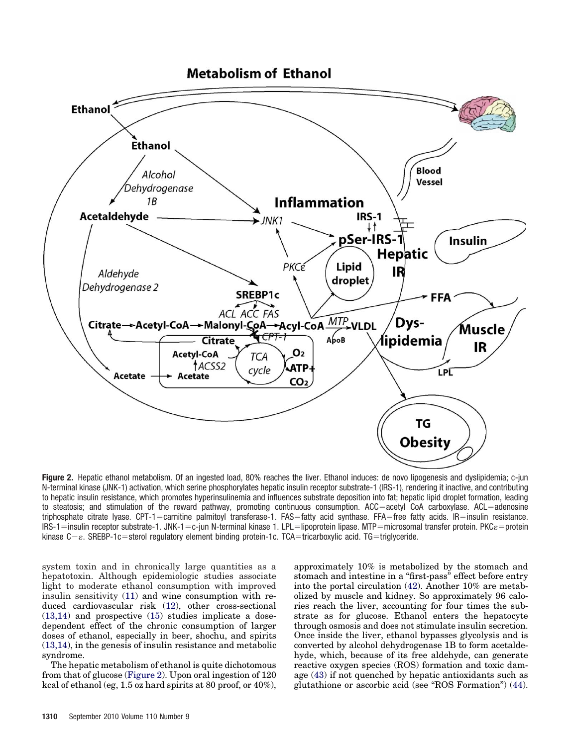**Figure 2.** Hepatic ethanol metabolism. Of an ingested load, 80% reaches the liver. Ethanol induces: de novo lipogenesis and dyslipidemia; c-jun N-terminal kinase (JNK-1) activation, which serine phosphorylates hepatic insulin receptor substrate-1 (IRS-1), rendering it inactive, and contributing to hepatic insulin resistance, which promotes hyperinsulinemia and influences substrate deposition into fat; hepatic lipid droplet formation, leading to steatosis; and stimulation of the reward pathway, promoting continuous consumption. ACC=acetyl CoA carboxylase. ACL=adenosine triphosphate citrate lyase. CPT-1=carnitine palmitoyl transferase-1. FAS=fatty acid synthase. FFA=free fatty acids. IR=insulin resistance. IRS-1=insulin receptor substrate-1. JNK-1=c-jun N-terminal kinase 1. LPL=lipoprotein lipase. MTP=microsomal transfer protein. PKC$\varepsilon$=protein kinase C$-\varepsilon$. SREBP-1c=sterol regulatory element binding protein-1c. TCA=tricarboxylic acid. TG=triglyceride.

system toxin and in chronically large quantities as a hepatotoxin. Although epidemiologic studies associate light to moderate ethanol consumption with improved insulin sensitivity (11) and wine consumption with reduced cardiovascular risk (12), other cross-sectional (13,14) and prospective (15) studies implicate a dose-dependent effect of the chronic consumption of larger doses of ethanol, especially in beer, shochu, and spirits (13,14), in the genesis of insulin resistance and metabolic syndrome.

The hepatic metabolism of ethanol is quite dichotomous from that of glucose (Figure 2). Upon oral ingestion of 120 kcal of ethanol (eg, 1.5 oz hard spirits at 80 proof, or 40%), approximately 10% is metabolized by the stomach and stomach and intestine in a "first-pass" effect before entry into the portal circulation (42). Another 10% are metabolized by muscle and kidney. So approximately 96 calories reach the liver, accounting for four times the substrate as for glucose. Ethanol enters the hepatocyte through osmosis and does not stimulate insulin secretion. Once inside the liver, ethanol bypasses glycolysis and is converted by alcohol dehydrogenase 1B to form acetaldehyde, which, because of its free aldehyde, can generate reactive oxygen species (ROS) formation and toxic damage (43) if not quenched by hepatic antioxidants such as glutathione or ascorbic acid (see "ROS Formation") (44).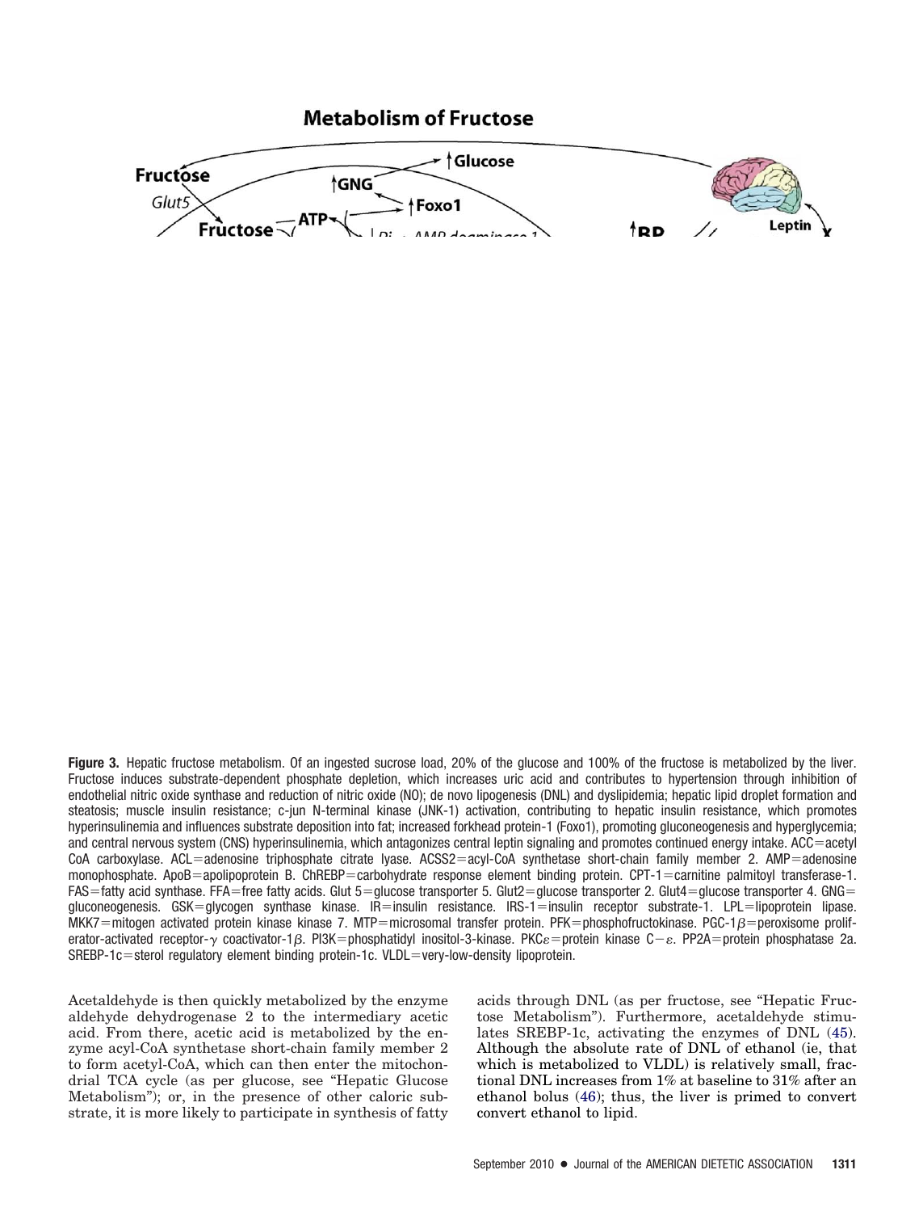**Figure 3.** Hepatic fructose metabolism. Of an ingested sucrose load, 20% of the glucose and 100% of the fructose is metabolized by the liver. Fructose induces substrate-dependent phosphate depletion, which increases uric acid and contributes to hypertension through inhibition of endothelial nitric oxide synthase and reduction of nitric oxide (NO); de novo lipogenesis (DNL) and dyslipidemia; hepatic lipid droplet formation and steatosis; muscle insulin resistance; c-jun N-terminal kinase (JNK-1) activation, contributing to hepatic insulin resistance, which promotes hyperinsulinemia and influences substrate deposition into fat; increased forkhead protein-1 (Foxo1), promoting gluconeogenesis and hyperglycemia; and central nervous system (CNS) hyperinsulinemia, which antagonizes central leptin signaling and promotes continued energy intake. ACC=acetyl CoA carboxylase. ACL=adenosine triphosphate citrate lyase. ACSS2=acyl-CoA synthetase short-chain family member 2. AMP=adenosine monophosphate. ApoB=apolipoprotein B. ChREBP=carbohydrate response element binding protein. CPT-1=carnitine palmitoyl transferase-1. FAS=fatty acid synthase. FFA=free fatty acids. Glut 5=glucose transporter 5. Glut2=glucose transporter 2. Glut4=glucose transporter 4. GNG=gluconeogenesis. GSK=glycogen synthase kinase. IR=insulin resistance. IRS-1=insulin receptor substrate-1. LPL=lipoprotein lipase. MKK7=mitogen activated protein kinase kinase 7. MTP=microsomal transfer protein. PFK=phosphofructokinase. PGC-1β=peroxisome proliferator-activated receptor-γ coactivator-1β. PI3K=phosphatidyl inositol-3-kinase. PKCε=protein kinase C−ε. PP2A=protein phosphatase 2a. SREBP-1c=sterol regulatory element binding protein-1c. VLDL=very-low-density lipoprotein.

Acetaldehyde is then quickly metabolized by the enzyme aldehyde dehydrogenase 2 to the intermediary acetic acid. From there, acetic acid is metabolized by the enzyme acyl-CoA synthetase short-chain family member 2 to form acetyl-CoA, which can then enter the mitochondrial TCA cycle (as per glucose, see "Hepatic Glucose Metabolism"); or, in the presence of other caloric substrate, it is more likely to participate in synthesis of fatty acids through DNL (as per fructose, see "Hepatic Fructose Metabolism"). Furthermore, acetaldehyde stimulates SREBP-1c, activating the enzymes of DNL (45). Although the absolute rate of DNL of ethanol (ie, that which is metabolized to VLDL) is relatively small, fractional DNL increases from 1% at baseline to 31% after an ethanol bolus (46); thus, the liver is primed to convert convert ethanol to lipid.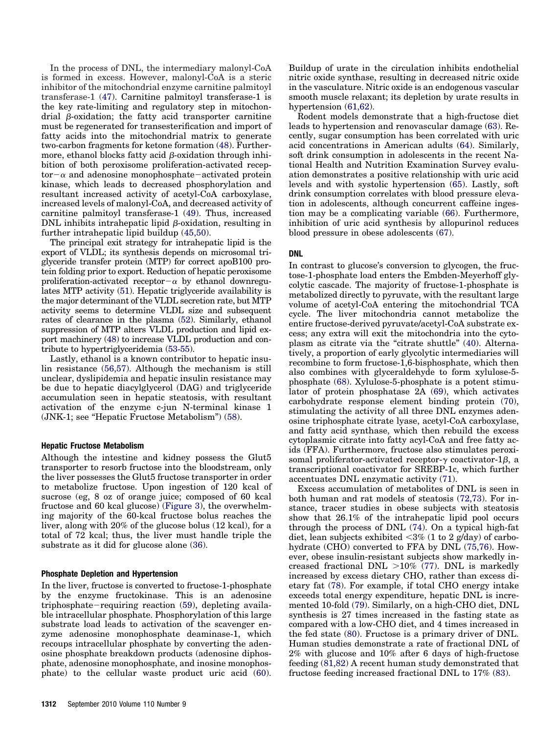In the process of DNL, the intermediary malonyl-CoA is formed in excess. However, malonyl-CoA is a steric inhibitor of the mitochondrial enzyme carnitine palmitoyl transferase-1 (47). Carnitine palmitoyl transferase-1 is the key rate-limiting and regulatory step in mitochondrial β-oxidation; the fatty acid transporter carnitine must be regenerated for transesterification and import of fatty acids into the mitochondrial matrix to generate two-carbon fragments for ketone formation (48). Furthermore, ethanol blocks fatty acid β-oxidation through inhibition of both peroxisome proliferation-activated receptor−α and adenosine monophosphate−activated protein kinase, which leads to decreased phosphorylation and resultant increased activity of acetyl-CoA carboxylase, increased levels of malonyl-CoA, and decreased activity of carnitine palmitoyl transferase-1 (49). Thus, increased DNL inhibits intrahepatic lipid β-oxidation, resulting in further intrahepatic lipid buildup (45,50).

The principal exit strategy for intrahepatic lipid is the export of VLDL; its synthesis depends on microsomal triglyceride transfer protein (MTP) for correct apoB100 protein folding prior to export. Reduction of hepatic peroxisome proliferation-activated receptor−α by ethanol downregulates MTP activity (51). Hepatic triglyceride availability is the major determinant of the VLDL secretion rate, but MTP activity seems to determine VLDL size and subsequent rates of clearance in the plasma (52). Similarly, ethanol suppression of MTP alters VLDL production and lipid export machinery (48) to increase VLDL production and contribute to hypertriglyceridemia (53-55).

Lastly, ethanol is a known contributor to hepatic insulin resistance (56,57). Although the mechanism is still unclear, dyslipidemia and hepatic insulin resistance may be due to hepatic diacylglycerol (DAG) and triglyceride accumulation seen in hepatic steatosis, with resultant activation of the enzyme c-jun N-terminal kinase 1 (JNK-1; see "Hepatic Fructose Metabolism") (58).

#### Hepatic Fructose Metabolism

Although the intestine and kidney possess the Glut5 transporter to resorb fructose into the bloodstream, only the liver possesses the Glut5 fructose transporter in order to metabolize fructose. Upon ingestion of 120 kcal of sucrose (eg, 8 oz of orange juice; composed of 60 kcal fructose and 60 kcal glucose) (Figure 3), the overwhelming majority of the 60-kcal fructose bolus reaches the liver, along with 20% of the glucose bolus (12 kcal), for a total of 72 kcal; thus, the liver must handle triple the substrate as it did for glucose alone (36).

#### Phosphate Depletion and Hypertension

In the liver, fructose is converted to fructose-1-phosphate by the enzyme fructokinase. This is an adenosine triphosphate−requiring reaction (59), depleting available intracellular phosphate. Phosphorylation of this large substrate load leads to activation of the scavenger enzyme adenosine monophosphate deaminase-1, which recoups intracellular phosphate by converting the adenosine phosphate breakdown products (adenosine diphosphate, adenosine monophosphate, and inosine monophosphate) to the cellular waste product uric acid (60). Buildup of urate in the circulation inhibits endothelial nitric oxide synthase, resulting in decreased nitric oxide in the vasculature. Nitric oxide is an endogenous vascular smooth muscle relaxant; its depletion by urate results in hypertension (61,62).

Rodent models demonstrate that a high-fructose diet leads to hypertension and renovascular damage (63). Recently, sugar consumption has been correlated with uric acid concentrations in American adults (64). Similarly, soft drink consumption in adolescents in the recent National Health and Nutrition Examination Survey evaluation demonstrates a positive relationship with uric acid levels and with systolic hypertension (65). Lastly, soft drink consumption correlates with blood pressure elevation in adolescents, although concurrent caffeine ingestion may be a complicating variable (66). Furthermore, inhibition of uric acid synthesis by allopurinol reduces blood pressure in obese adolescents (67).

### DNL

In contrast to glucose's conversion to glycogen, the fructose-1-phosphate load enters the Embden-Meyerhoff glycolytic cascade. The majority of fructose-1-phosphate is metabolized directly to pyruvate, with the resultant large volume of acetyl-CoA entering the mitochondrial TCA cycle. The liver mitochondria cannot metabolize the entire fructose-derived pyruvate/acetyl-CoA substrate excess; any extra will exit the mitochondria into the cytoplasm as citrate via the "citrate shuttle" (40). Alternatively, a proportion of early glycolytic intermediaries will recombine to form fructose-1,6-bisphosphate, which then also combines with glyceraldehyde to form xylulose-5-phosphate (68). Xylulose-5-phosphate is a potent stimulator of protein phosphatase 2A (69), which activates carbohydrate response element binding protein (70), stimulating the activity of all three DNL enzymes adenosine triphosphate citrate lyase, acetyl-CoA carboxylase, and fatty acid synthase, which then rebuild the excess cytoplasmic citrate into fatty acyl-CoA and free fatty acids (FFA). Furthermore, fructose also stimulates peroxisomal proliferator-activated receptor-γ coactivator-1β, a transcriptional coactivator for SREBP-1c, which further accentuates DNL enzymatic activity (71).

Excess accumulation of metabolites of DNL is seen in both human and rat models of steatosis (72,73). For instance, tracer studies in obese subjects with steatosis show that 26.1% of the intrahepatic lipid pool occurs through the process of DNL (74). On a typical high-fat diet, lean subjects exhibited <3% (1 to 2 g/day) of carbohydrate (CHO) converted to FFA by DNL (75,76). However, obese insulin-resistant subjects show markedly increased fractional DNL >10% (77). DNL is markedly increased by excess dietary CHO, rather than excess dietary fat (78). For example, if total CHO energy intake exceeds total energy expenditure, hepatic DNL is incremented 10-fold (79). Similarly, on a high-CHO diet, DNL synthesis is 27 times increased in the fasting state as compared with a low-CHO diet, and 4 times increased in the fed state (80). Fructose is a primary driver of DNL. Human studies demonstrate a rate of fractional DNL of 2% with glucose and 10% after 6 days of high-fructose feeding (81,82) A recent human study demonstrated that fructose feeding increased fractional DNL to 17% (83).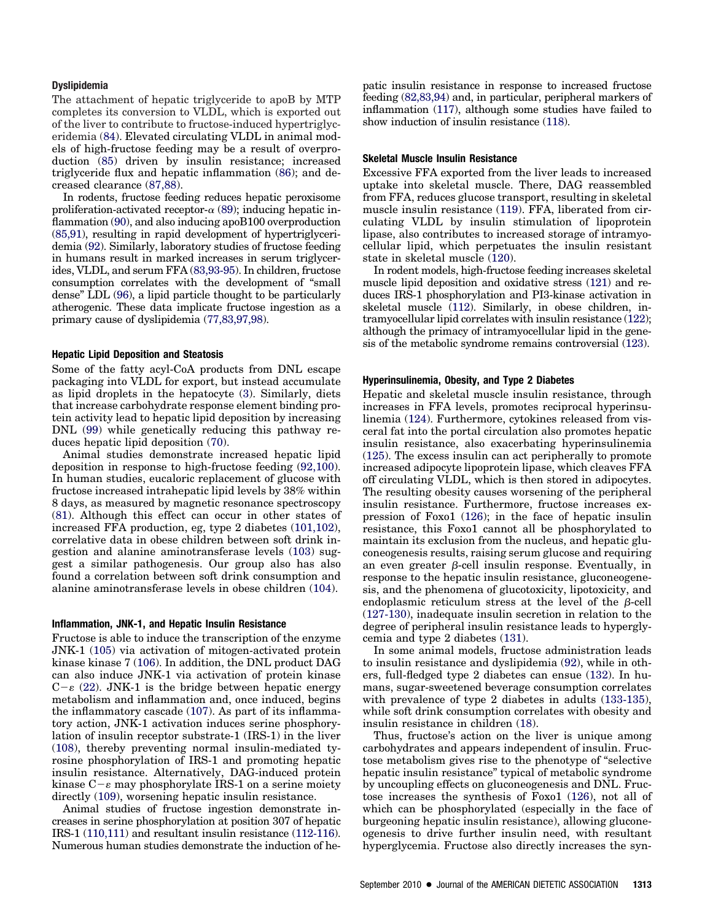### Dyslipidemia

The attachment of hepatic triglyceride to apoB by MTP completes its conversion to VLDL, which is exported out of the liver to contribute to fructose-induced hypertriglyceridemia (84). Elevated circulating VLDL in animal models of high-fructose feeding may be a result of overproduction (85) driven by insulin resistance; increased triglyceride flux and hepatic inflammation (86); and decreased clearance (87,88).

In rodents, fructose feeding reduces hepatic peroxisome proliferation-activated receptor-$\alpha$ (89); inducing hepatic inflammation (90), and also inducing apoB100 overproduction (85,91), resulting in rapid development of hypertriglyceridemia (92). Similarly, laboratory studies of fructose feeding in humans result in marked increases in serum triglycerides, VLDL, and serum FFA (83,93-95). In children, fructose consumption correlates with the development of "small dense" LDL (96), a lipid particle thought to be particularly atherogenic. These data implicate fructose ingestion as a primary cause of dyslipidemia (77,83,97,98).

### Hepatic Lipid Deposition and Steatosis

Some of the fatty acyl-CoA products from DNL escape packaging into VLDL for export, but instead accumulate as lipid droplets in the hepatocyte (3). Similarly, diets that increase carbohydrate response element binding protein activity lead to hepatic lipid deposition by increasing DNL (99) while genetically reducing this pathway reduces hepatic lipid deposition (70).

Animal studies demonstrate increased hepatic lipid deposition in response to high-fructose feeding (92,100). In human studies, eucaloric replacement of glucose with fructose increased intrahepatic lipid levels by 38% within 8 days, as measured by magnetic resonance spectroscopy (81). Although this effect can occur in other states of increased FFA production, eg, type 2 diabetes (101,102), correlative data in obese children between soft drink ingestion and alanine aminotransferase levels (103) suggest a similar pathogenesis. Our group also has also found a correlation between soft drink consumption and alanine aminotransferase levels in obese children (104).

### Inflammation, JNK-1, and Hepatic Insulin Resistance

Fructose is able to induce the transcription of the enzyme JNK-1 (105) via activation of mitogen-activated protein kinase kinase 7 (106). In addition, the DNL product DAG can also induce JNK-1 via activation of protein kinase C−$\varepsilon$ (22). JNK-1 is the bridge between hepatic energy metabolism and inflammation and, once induced, begins the inflammatory cascade (107). As part of its inflammatory action, JNK-1 activation induces serine phosphorylation of insulin receptor substrate-1 (IRS-1) in the liver (108), thereby preventing normal insulin-mediated tyrosine phosphorylation of IRS-1 and promoting hepatic insulin resistance. Alternatively, DAG-induced protein kinase C−$\varepsilon$ may phosphorylate IRS-1 on a serine moiety directly (109), worsening hepatic insulin resistance.

Animal studies of fructose ingestion demonstrate increases in serine phosphorylation at position 307 of hepatic IRS-1 (110,111) and resultant insulin resistance (112-116). Numerous human studies demonstrate the induction of hepatic insulin resistance in response to increased fructose feeding (82,83,94) and, in particular, peripheral markers of inflammation (117), although some studies have failed to show induction of insulin resistance (118).

### Skeletal Muscle Insulin Resistance

Excessive FFA exported from the liver leads to increased uptake into skeletal muscle. There, DAG reassembled from FFA, reduces glucose transport, resulting in skeletal muscle insulin resistance (119). FFA, liberated from circulating VLDL by insulin stimulation of lipoprotein lipase, also contributes to increased storage of intramyocellular lipid, which perpetuates the insulin resistant state in skeletal muscle (120).

In rodent models, high-fructose feeding increases skeletal muscle lipid deposition and oxidative stress (121) and reduces IRS-1 phosphorylation and PI3-kinase activation in skeletal muscle (112). Similarly, in obese children, intramyocellular lipid correlates with insulin resistance (122); although the primacy of intramyocellular lipid in the genesis of the metabolic syndrome remains controversial (123).

### Hyperinsulinemia, Obesity, and Type 2 Diabetes

Hepatic and skeletal muscle insulin resistance, through increases in FFA levels, promotes reciprocal hyperinsulinemia (124). Furthermore, cytokines released from visceral fat into the portal circulation also promotes hepatic insulin resistance, also exacerbating hyperinsulinemia (125). The excess insulin can act peripherally to promote increased adipocyte lipoprotein lipase, which cleaves FFA off circulating VLDL, which is then stored in adipocytes. The resulting obesity causes worsening of the peripheral insulin resistance. Furthermore, fructose increases expression of Foxo1 (126); in the face of hepatic insulin resistance, this Foxo1 cannot all be phosphorylated to maintain its exclusion from the nucleus, and hepatic gluconeogenesis results, raising serum glucose and requiring an even greater $\beta$-cell insulin response. Eventually, in response to the hepatic insulin resistance, gluconeogenesis, and the phenomena of glucotoxicity, lipotoxicity, and endoplasmic reticulum stress at the level of the $\beta$-cell (127-130), inadequate insulin secretion in relation to the degree of peripheral insulin resistance leads to hyperglycemia and type 2 diabetes (131).

In some animal models, fructose administration leads to insulin resistance and dyslipidemia (92), while in others, full-fledged type 2 diabetes can ensue (132). In humans, sugar-sweetened beverage consumption correlates with prevalence of type 2 diabetes in adults (133-135), while soft drink consumption correlates with obesity and insulin resistance in children (18).

Thus, fructose's action on the liver is unique among carbohydrates and appears independent of insulin. Fructose metabolism gives rise to the phenotype of "selective hepatic insulin resistance" typical of metabolic syndrome by uncoupling effects on gluconeogenesis and DNL. Fructose increases the synthesis of Foxo1 (126), not all of which can be phosphorylated (especially in the face of burgeoning hepatic insulin resistance), allowing gluconeogenesis to drive further insulin need, with resultant hyperglycemia. Fructose also directly increases the syn-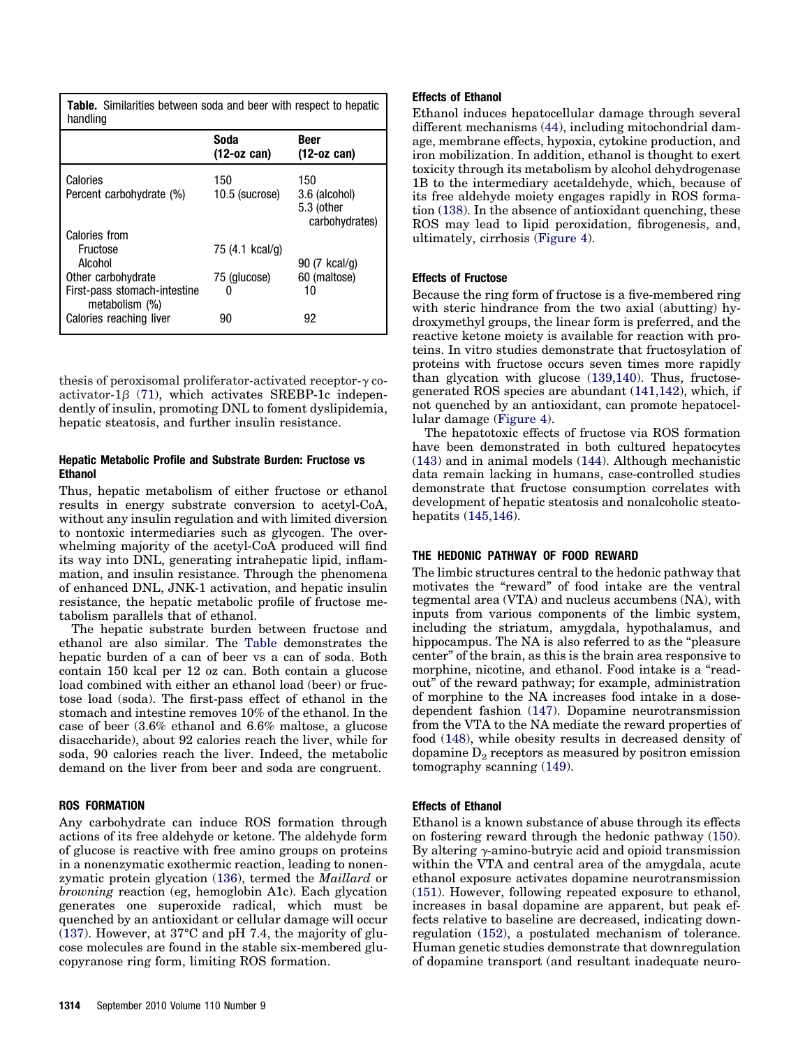**Table.** Similarities between soda and beer with respect to hepatic handling

| | Soda (12-oz can) | Beer (12-oz can) |
|---|---|---|
| Calories | 150 | 150 |
| Percent carbohydrate (%) | 10.5 (sucrose) | 3.6 (alcohol) 5.3 (other carbohydrates) |
| Calories from | | |
| Fructose | 75 (4.1 kcal/g) | |
| Alcohol | | 90 (7 kcal/g) |
| Other carbohydrate | 75 (glucose) | 60 (maltose) |
| First-pass stomach-intestine metabolism (%) | 0 | 10 |
| Calories reaching liver | 90 | 92 |

thesis of peroxisomal proliferator-activated receptor-γ co-activator-1β (71), which activates SREBP-1c independently of insulin, promoting DNL to foment dyslipidemia, hepatic steatosis, and further insulin resistance.

### Hepatic Metabolic Profile and Substrate Burden: Fructose vs Ethanol

Thus, hepatic metabolism of either fructose or ethanol results in energy substrate conversion to acetyl-CoA, without any insulin regulation and with limited diversion to nontoxic intermediaries such as glycogen. The overwhelming majority of the acetyl-CoA produced will find its way into DNL, generating intrahepatic lipid, inflammation, and insulin resistance. Through the phenomena of enhanced DNL, JNK-1 activation, and hepatic insulin resistance, the hepatic metabolic profile of fructose metabolism parallels that of ethanol.

The hepatic substrate burden between fructose and ethanol are also similar. The Table demonstrates the hepatic burden of a can of beer vs a can of soda. Both contain 150 kcal per 12 oz can. Both contain a glucose load combined with either an ethanol load (beer) or fructose load (soda). The first-pass effect of ethanol in the stomach and intestine removes 10% of the ethanol. In the case of beer (3.6% ethanol and 6.6% maltose, a glucose disaccharide), about 92 calories reach the liver, while for soda, 90 calories reach the liver. Indeed, the metabolic demand on the liver from beer and soda are congruent.

## ROS FORMATION

Any carbohydrate can induce ROS formation through actions of its free aldehyde or ketone. The aldehyde form of glucose is reactive with free amino groups on proteins in a nonenzymatic exothermic reaction, leading to nonenzymatic protein glycation (136), termed the *Maillard* or *browning* reaction (eg, hemoglobin A1c). Each glycation generates one superoxide radical, which must be quenched by an antioxidant or cellular damage will occur (137). However, at 37°C and pH 7.4, the majority of glucose molecules are found in the stable six-membered glucopyranose ring form, limiting ROS formation.

### Effects of Ethanol

Ethanol induces hepatocellular damage through several different mechanisms (44), including mitochondrial damage, membrane effects, hypoxia, cytokine production, and iron mobilization. In addition, ethanol is thought to exert toxicity through its metabolism by alcohol dehydrogenase 1B to the intermediary acetaldehyde, which, because of its free aldehyde moiety engages rapidly in ROS formation (138). In the absence of antioxidant quenching, these ROS may lead to lipid peroxidation, fibrogenesis, and, ultimately, cirrhosis (Figure 4).

### Effects of Fructose

Because the ring form of fructose is a five-membered ring with steric hindrance from the two axial (abutting) hydroxymethyl groups, the linear form is preferred, and the reactive ketone moiety is available for reaction with proteins. In vitro studies demonstrate that fructosylation of proteins with fructose occurs seven times more rapidly than glycation with glucose (139,140). Thus, fructose-generated ROS species are abundant (141,142), which, if not quenched by an antioxidant, can promote hepatocellular damage (Figure 4).

The hepatotoxic effects of fructose via ROS formation have been demonstrated in both cultured hepatocytes (143) and in animal models (144). Although mechanistic data remain lacking in humans, case-controlled studies demonstrate that fructose consumption correlates with development of hepatic steatosis and nonalcoholic steatohepatitis (145,146).

## THE HEDONIC PATHWAY OF FOOD REWARD

The limbic structures central to the hedonic pathway that motivates the "reward" of food intake are the ventral tegmental area (VTA) and nucleus accumbens (NA), with inputs from various components of the limbic system, including the striatum, amygdala, hypothalamus, and hippocampus. The NA is also referred to as the "pleasure center" of the brain, as this is the brain area responsive to morphine, nicotine, and ethanol. Food intake is a "read-out" of the reward pathway; for example, administration of morphine to the NA increases food intake in a dose-dependent fashion (147). Dopamine neurotransmission from the VTA to the NA mediate the reward properties of food (148), while obesity results in decreased density of dopamine $D_2$ receptors as measured by positron emission tomography scanning (149).

### Effects of Ethanol

Ethanol is a known substance of abuse through its effects on fostering reward through the hedonic pathway (150). By altering γ-amino-butryic acid and opioid transmission within the VTA and central area of the amygdala, acute ethanol exposure activates dopamine neurotransmission (151). However, following repeated exposure to ethanol, increases in basal dopamine are apparent, but peak effects relative to baseline are decreased, indicating downregulation (152), a postulated mechanism of tolerance. Human genetic studies demonstrate that downregulation of dopamine transport (and resultant inadequate neuro-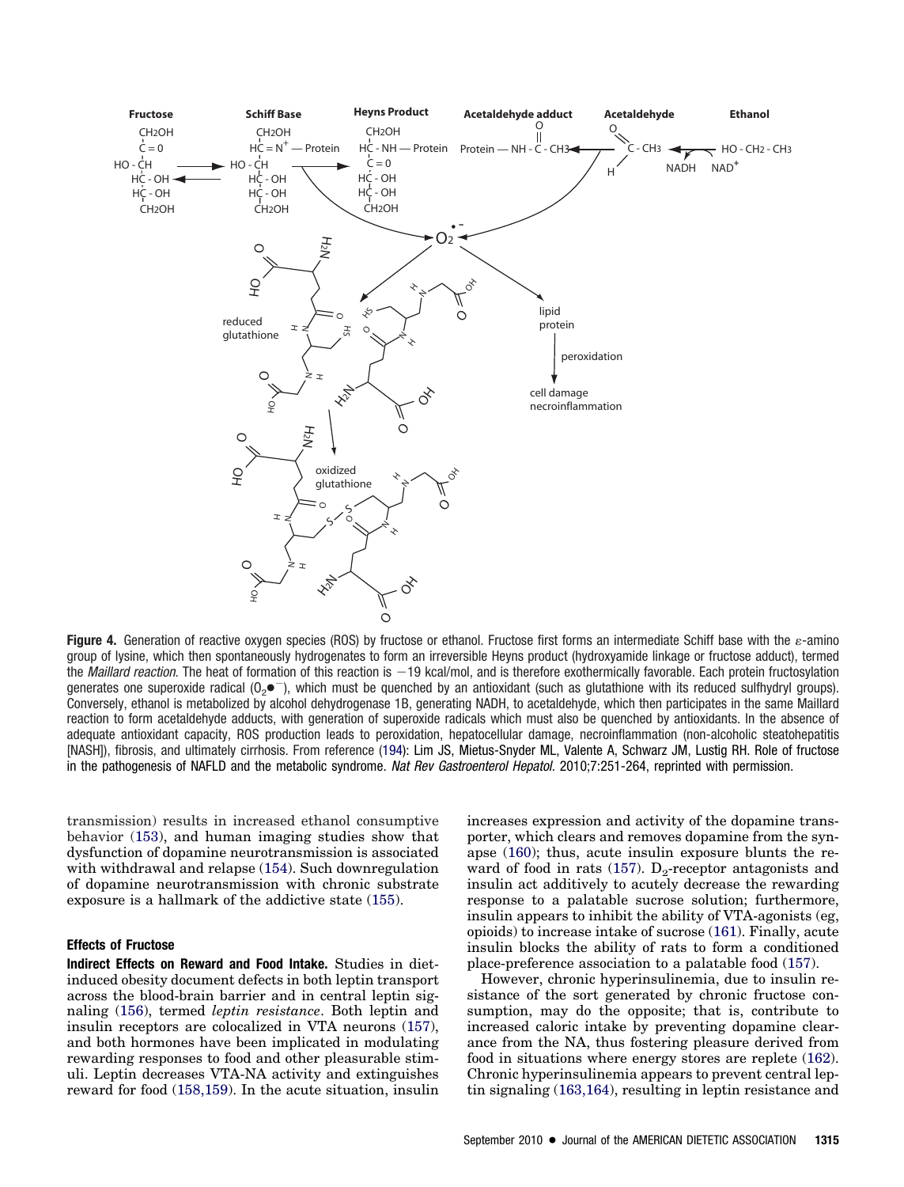**Figure 4.** Generation of reactive oxygen species (ROS) by fructose or ethanol. Fructose first forms an intermediate Schiff base with the ε-amino group of lysine, which then spontaneously hydrogenates to form an irreversible Heyns product (hydroxyamide linkage or fructose adduct), termed the *Maillard reaction*. The heat of formation of this reaction is −19 kcal/mol, and is therefore exothermically favorable. Each protein fructosylation generates one superoxide radical ($O_2\bullet^-$), which must be quenched by an antioxidant (such as glutathione with its reduced sulfhydryl groups). Conversely, ethanol is metabolized by alcohol dehydrogenase 1B, generating NADH, to acetaldehyde, which then participates in the same Maillard reaction to form acetaldehyde adducts, with generation of superoxide radicals which must also be quenched by antioxidants. In the absence of adequate antioxidant capacity, ROS production leads to peroxidation, hepatocellular damage, necroinflammation (non-alcoholic steatohepatitis [NASH]), fibrosis, and ultimately cirrhosis. From reference (194): Lim JS, Mietus-Snyder ML, Valente A, Schwarz JM, Lustig RH. Role of fructose in the pathogenesis of NAFLD and the metabolic syndrome. *Nat Rev Gastroenterol Hepatol.* 2010;7:251-264, reprinted with permission.

transmission) results in increased ethanol consumptive behavior (153), and human imaging studies show that dysfunction of dopamine neurotransmission is associated with withdrawal and relapse (154). Such downregulation of dopamine neurotransmission with chronic substrate exposure is a hallmark of the addictive state (155).

### Effects of Fructose

**Indirect Effects on Reward and Food Intake.** Studies in diet-induced obesity document defects in both leptin transport across the blood-brain barrier and in central leptin signaling (156), termed *leptin resistance*. Both leptin and insulin receptors are colocalized in VTA neurons (157), and both hormones have been implicated in modulating rewarding responses to food and other pleasurable stimuli. Leptin decreases VTA-NA activity and extinguishes reward for food (158,159). In the acute situation, insulin increases expression and activity of the dopamine transporter, which clears and removes dopamine from the synapse (160); thus, acute insulin exposure blunts the reward of food in rats (157). $D_2$-receptor antagonists and insulin act additively to acutely decrease the rewarding response to a palatable sucrose solution; furthermore, insulin appears to inhibit the ability of VTA-agonists (eg, opioids) to increase intake of sucrose (161). Finally, acute insulin blocks the ability of rats to form a conditioned place-preference association to a palatable food (157).

However, chronic hyperinsulinemia, due to insulin resistance of the sort generated by chronic fructose consumption, may do the opposite; that is, contribute to increased caloric intake by preventing dopamine clearance from the NA, thus fostering pleasure derived from food in situations where energy stores are replete (162). Chronic hyperinsulinemia appears to prevent central leptin signaling (163,164), resulting in leptin resistance and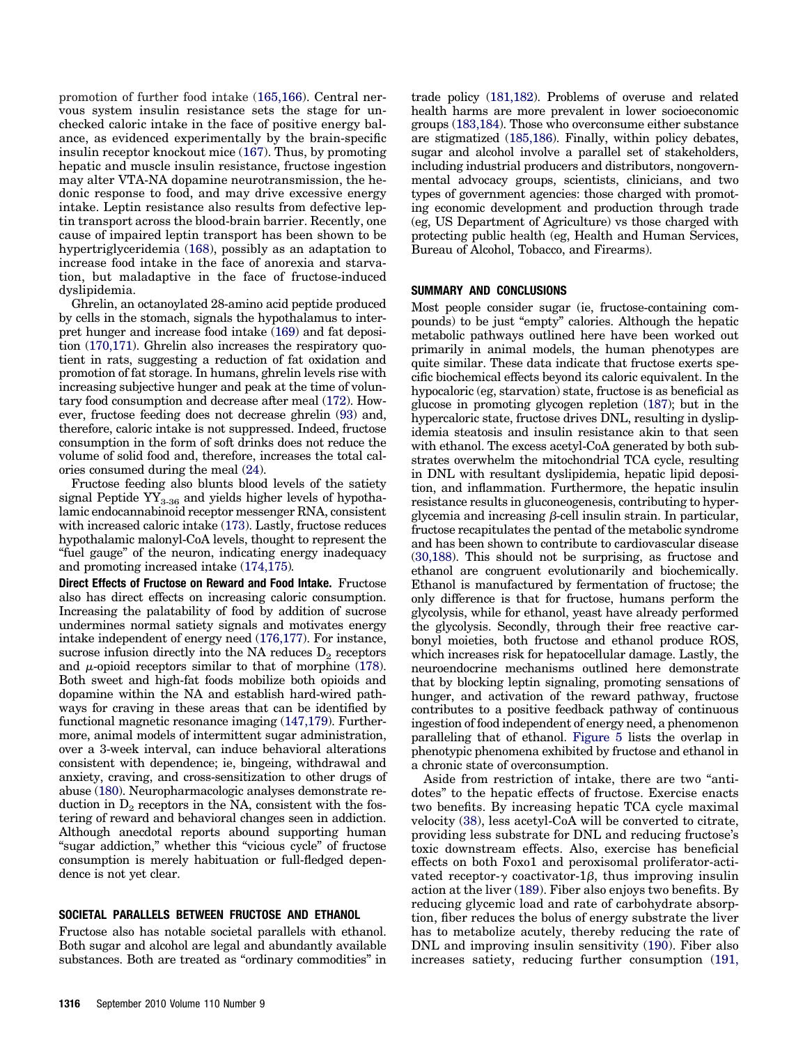promotion of further food intake (165,166). Central nervous system insulin resistance sets the stage for unchecked caloric intake in the face of positive energy balance, as evidenced experimentally by the brain-specific insulin receptor knockout mice (167). Thus, by promoting hepatic and muscle insulin resistance, fructose ingestion may alter VTA-NA dopamine neurotransmission, the hedonic response to food, and may drive excessive energy intake. Leptin resistance also results from defective leptin transport across the blood-brain barrier. Recently, one cause of impaired leptin transport has been shown to be hypertriglyceridemia (168), possibly as an adaptation to increase food intake in the face of anorexia and starvation, but maladaptive in the face of fructose-induced dyslipidemia.

Ghrelin, an octanoylated 28-amino acid peptide produced by cells in the stomach, signals the hypothalamus to interpret hunger and increase food intake (169) and fat deposition (170,171). Ghrelin also increases the respiratory quotient in rats, suggesting a reduction of fat oxidation and promotion of fat storage. In humans, ghrelin levels rise with increasing subjective hunger and peak at the time of voluntary food consumption and decrease after meal (172). However, fructose feeding does not decrease ghrelin (93) and, therefore, caloric intake is not suppressed. Indeed, fructose consumption in the form of soft drinks does not reduce the volume of solid food and, therefore, increases the total calories consumed during the meal (24).

Fructose feeding also blunts blood levels of the satiety signal Peptide $YY_{3\text{-}36}$ and yields higher levels of hypothalamic endocannabinoid receptor messenger RNA, consistent with increased caloric intake (173). Lastly, fructose reduces hypothalamic malonyl-CoA levels, thought to represent the "fuel gauge" of the neuron, indicating energy inadequacy and promoting increased intake (174,175).

**Direct Effects of Fructose on Reward and Food Intake.** Fructose also has direct effects on increasing caloric consumption. Increasing the palatability of food by addition of sucrose undermines normal satiety signals and motivates energy intake independent of energy need (176,177). For instance, sucrose infusion directly into the NA reduces $D_2$ receptors and $\mu$-opioid receptors similar to that of morphine (178). Both sweet and high-fat foods mobilize both opioids and dopamine within the NA and establish hard-wired pathways for craving in these areas that can be identified by functional magnetic resonance imaging (147,179). Furthermore, animal models of intermittent sugar administration, over a 3-week interval, can induce behavioral alterations consistent with dependence; ie, bingeing, withdrawal and anxiety, craving, and cross-sensitization to other drugs of abuse (180). Neuropharmacologic analyses demonstrate reduction in $D_2$ receptors in the NA, consistent with the fostering of reward and behavioral changes seen in addiction. Although anecdotal reports abound supporting human "sugar addiction," whether this "vicious cycle" of fructose consumption is merely habituation or full-fledged dependence is not yet clear.

## SOCIETAL PARALLELS BETWEEN FRUCTOSE AND ETHANOL

Fructose also has notable societal parallels with ethanol. Both sugar and alcohol are legal and abundantly available substances. Both are treated as "ordinary commodities" in trade policy (181,182). Problems of overuse and related health harms are more prevalent in lower socioeconomic groups (183,184). Those who overconsume either substance are stigmatized (185,186). Finally, within policy debates, sugar and alcohol involve a parallel set of stakeholders, including industrial producers and distributors, nongovernmental advocacy groups, scientists, clinicians, and two types of government agencies: those charged with promoting economic development and production through trade (eg, US Department of Agriculture) vs those charged with protecting public health (eg, Health and Human Services, Bureau of Alcohol, Tobacco, and Firearms).

## SUMMARY AND CONCLUSIONS

Most people consider sugar (ie, fructose-containing compounds) to be just "empty" calories. Although the hepatic metabolic pathways outlined here have been worked out primarily in animal models, the human phenotypes are quite similar. These data indicate that fructose exerts specific biochemical effects beyond its caloric equivalent. In the hypocaloric (eg, starvation) state, fructose is as beneficial as glucose in promoting glycogen repletion (187); but in the hypercaloric state, fructose drives DNL, resulting in dyslipidemia steatosis and insulin resistance akin to that seen with ethanol. The excess acetyl-CoA generated by both substrates overwhelm the mitochondrial TCA cycle, resulting in DNL with resultant dyslipidemia, hepatic lipid deposition, and inflammation. Furthermore, the hepatic insulin resistance results in gluconeogenesis, contributing to hyperglycemia and increasing $\beta$-cell insulin strain. In particular, fructose recapitulates the pentad of the metabolic syndrome and has been shown to contribute to cardiovascular disease (30,188). This should not be surprising, as fructose and ethanol are congruent evolutionarily and biochemically. Ethanol is manufactured by fermentation of fructose; the only difference is that for fructose, humans perform the glycolysis, while for ethanol, yeast have already performed the glycolysis. Secondly, through their free reactive carbonyl moieties, both fructose and ethanol produce ROS, which increases risk for hepatocellular damage. Lastly, the neuroendocrine mechanisms outlined here demonstrate that by blocking leptin signaling, promoting sensations of hunger, and activation of the reward pathway, fructose contributes to a positive feedback pathway of continuous ingestion of food independent of energy need, a phenomenon paralleling that of ethanol. Figure 5 lists the overlap in phenotypic phenomena exhibited by fructose and ethanol in a chronic state of overconsumption.

Aside from restriction of intake, there are two "antidotes" to the hepatic effects of fructose. Exercise enacts two benefits. By increasing hepatic TCA cycle maximal velocity (38), less acetyl-CoA will be converted to citrate, providing less substrate for DNL and reducing fructose's toxic downstream effects. Also, exercise has beneficial effects on both Foxo1 and peroxisomal proliferator-activated receptor-$\gamma$ coactivator-1$\beta$, thus improving insulin action at the liver (189). Fiber also enjoys two benefits. By reducing glycemic load and rate of carbohydrate absorption, fiber reduces the bolus of energy substrate the liver has to metabolize acutely, thereby reducing the rate of DNL and improving insulin sensitivity (190). Fiber also increases satiety, reducing further consumption (191,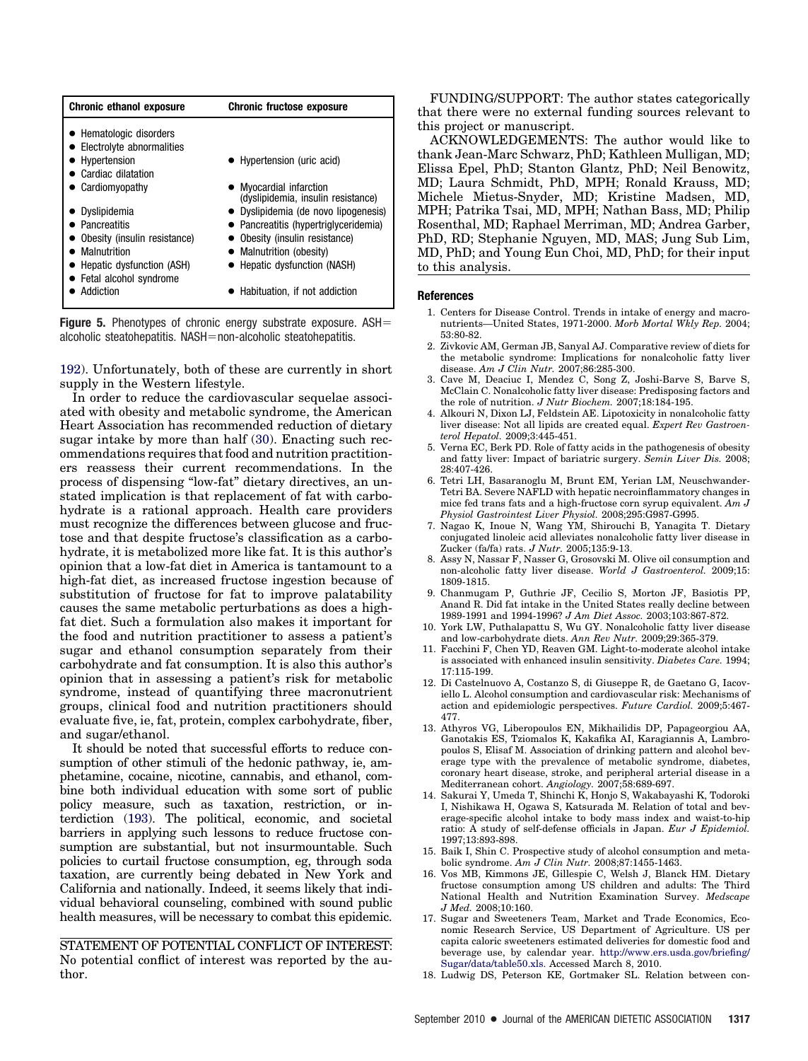| Chronic ethanol exposure | Chronic fructose exposure |
|---|---|
| • Hematologic disorders | |
| • Electrolyte abnormalities | |
| • Hypertension | • Hypertension (uric acid) |
| • Cardiac dilatation | |
| • Cardiomyopathy | • Myocardial infarction (dyslipidemia, insulin resistance) |
| • Dyslipidemia | • Dyslipidemia (de novo lipogenesis) |
| • Pancreatitis | • Pancreatitis (hypertriglyceridemia) |
| • Obesity (insulin resistance) | • Obesity (insulin resistance) |
| • Malnutrition | • Malnutrition (obesity) |
| • Hepatic dysfunction (ASH) | • Hepatic dysfunction (NASH) |
| • Fetal alcohol syndrome | |
| • Addiction | • Habituation, if not addiction |

**Figure 5.** Phenotypes of chronic energy substrate exposure. ASH=alcoholic steatohepatitis. NASH=non-alcoholic steatohepatitis.

192). Unfortunately, both of these are currently in short supply in the Western lifestyle.

In order to reduce the cardiovascular sequelae associated with obesity and metabolic syndrome, the American Heart Association has recommended reduction of dietary sugar intake by more than half (30). Enacting such recommendations requires that food and nutrition practitioners reassess their current recommendations. In the process of dispensing "low-fat" dietary directives, an unstated implication is that replacement of fat with carbohydrate is a rational approach. Health care providers must recognize the differences between glucose and fructose and that despite fructose's classification as a carbohydrate, it is metabolized more like fat. It is this author's opinion that a low-fat diet in America is tantamount to a high-fat diet, as increased fructose ingestion because of substitution of fructose for fat to improve palatability causes the same metabolic perturbations as does a high-fat diet. Such a formulation also makes it important for the food and nutrition practitioner to assess a patient's sugar and ethanol consumption separately from their carbohydrate and fat consumption. It is also this author's opinion that in assessing a patient's risk for metabolic syndrome, instead of quantifying three macronutrient groups, clinical food and nutrition practitioners should evaluate five, ie, fat, protein, complex carbohydrate, fiber, and sugar/ethanol.

It should be noted that successful efforts to reduce consumption of other stimuli of the hedonic pathway, ie, amphetamine, cocaine, nicotine, cannabis, and ethanol, combine both individual education with some sort of public policy measure, such as taxation, restriction, or interdiction (193). The political, economic, and societal barriers in applying such lessons to reduce fructose consumption are substantial, but not insurmountable. Such policies to curtail fructose consumption, eg, through soda taxation, are currently being debated in New York and California and nationally. Indeed, it seems likely that individual behavioral counseling, combined with sound public health measures, will be necessary to combat this epidemic.

STATEMENT OF POTENTIAL CONFLICT OF INTEREST: No potential conflict of interest was reported by the author.

FUNDING/SUPPORT: The author states categorically that there were no external funding sources relevant to this project or manuscript.

ACKNOWLEDGEMENTS: The author would like to thank Jean-Marc Schwarz, PhD; Kathleen Mulligan, MD; Elissa Epel, PhD; Stanton Glantz, PhD; Neil Benowitz, MD; Laura Schmidt, PhD, MPH; Ronald Krauss, MD; Michele Mietus-Snyder, MD; Kristine Madsen, MD, MPH; Patrika Tsai, MD, MPH; Nathan Bass, MD; Philip Rosenthal, MD; Raphael Merriman, MD; Andrea Garber, PhD, RD; Stephanie Nguyen, MD, MAS; Jung Sub Lim, MD, PhD; and Young Eun Choi, MD, PhD; for their input to this analysis.

## References

1. Centers for Disease Control. Trends in intake of energy and macronutrients—United States, 1971-2000. *Morb Mortal Wkly Rep.* 2004; 53:80-82.
2. Zivkovic AM, German JB, Sanyal AJ. Comparative review of diets for the metabolic syndrome: Implications for nonalcoholic fatty liver disease. *Am J Clin Nutr.* 2007;86:285-300.
3. Cave M, Deaciuc I, Mendez C, Song Z, Joshi-Barve S, Barve S, McClain C. Nonalcoholic fatty liver disease: Predisposing factors and the role of nutrition. *J Nutr Biochem.* 2007;18:184-195.
4. Alkouri N, Dixon LJ, Feldstein AE. Lipotoxicity in nonalcoholic fatty liver disease: Not all lipids are created equal. *Expert Rev Gastroenterol Hepatol.* 2009;3:445-451.
5. Verna EC, Berk PD. Role of fatty acids in the pathogenesis of obesity and fatty liver: Impact of bariatric surgery. *Semin Liver Dis.* 2008; 28:407-426.
6. Tetri LH, Basaranoglu M, Brunt EM, Yerian LM, Neuschwander-Tetri BA. Severe NAFLD with hepatic necroinflammatory changes in mice fed trans fats and a high-fructose corn syrup equivalent. *Am J Physiol Gastrointest Liver Physiol.* 2008;295:G987-G995.
7. Nagao K, Inoue N, Wang YM, Shirouchi B, Yanagita T. Dietary conjugated linoleic acid alleviates nonalcoholic fatty liver disease in Zucker (fa/fa) rats. *J Nutr.* 2005;135:9-13.
8. Assy N, Nassar F, Nasser G, Grosovski M. Olive oil consumption and non-alcoholic fatty liver disease. *World J Gastroenterol.* 2009;15: 1809-1815.
9. Chanmugam P, Guthrie JF, Cecilio S, Morton JF, Basiotis PP, Anand R. Did fat intake in the United States really decline between 1989-1991 and 1994-1996? *J Am Diet Assoc.* 2003;103:867-872.
10. York LW, Puthalapattu S, Wu GY. Nonalcoholic fatty liver disease and low-carbohydrate diets. *Ann Rev Nutr.* 2009;29:365-379.
11. Facchini F, Chen YD, Reaven GM. Light-to-moderate alcohol intake is associated with enhanced insulin sensitivity. *Diabetes Care.* 1994; 17:115-199.
12. Di Castelnuovo A, Costanzo S, di Giuseppe R, de Gaetano G, Iacoviello L. Alcohol consumption and cardiovascular risk: Mechanisms of action and epidemiologic perspectives. *Future Cardiol.* 2009;5:467-477.
13. Athyros VG, Liberopoulos EN, Mikhailidis DP, Papageorgiou AA, Ganotakis ES, Tziomalos K, Kakafika AI, Karagiannis A, Lambropoulos S, Elisaf M. Association of drinking pattern and alcohol beverage type with the prevalence of metabolic syndrome, diabetes, coronary heart disease, stroke, and peripheral arterial disease in a Mediterranean cohort. *Angiology.* 2007;58:689-697.
14. Sakurai Y, Umeda T, Shinchi K, Honjo S, Wakabayashi K, Todoroki I, Nishikawa H, Ogawa S, Katsurada M. Relation of total and beverage-specific alcohol intake to body mass index and waist-to-hip ratio: A study of self-defense officials in Japan. *Eur J Epidemiol.* 1997;13:893-898.
15. Baik I, Shin C. Prospective study of alcohol consumption and metabolic syndrome. *Am J Clin Nutr.* 2008;87:1455-1463.
16. Vos MB, Kimmons JE, Gillespie C, Welsh J, Blanck HM. Dietary fructose consumption among US children and adults: The Third National Health and Nutrition Examination Survey. *Medscape J Med.* 2008;10:160.
17. Sugar and Sweeteners Team, Market and Trade Economics, Economic Research Service, US Department of Agriculture. US per capita caloric sweeteners estimated deliveries for domestic food and beverage use, by calendar year. http://www.ers.usda.gov/briefing/Sugar/data/table50.xls. Accessed March 8, 2010.
18. Ludwig DS, Peterson KE, Gortmaker SL. Relation between con-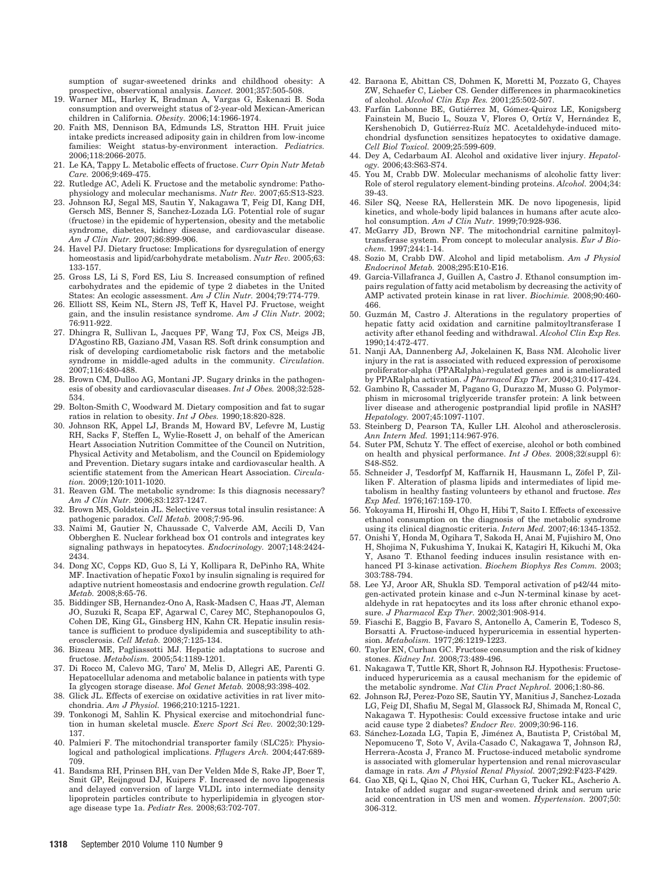sumption of sugar-sweetened drinks and childhood obesity: A prospective, observational analysis. *Lancet.* 2001;357:505-508.

19. Warner ML, Harley K, Bradman A, Vargas G, Eskenazi B. Soda consumption and overweight status of 2-year-old Mexican-American children in California. *Obesity.* 2006;14:1966-1974.
20. Faith MS, Dennison BA, Edmunds LS, Stratton HH. Fruit juice intake predicts increased adiposity gain in children from low-income families: Weight status-by-environment interaction. *Pediatrics.* 2006;118:2066-2075.
21. Le KA, Tappy L. Metabolic effects of fructose. *Curr Opin Nutr Metab Care.* 2006;9:469-475.
22. Rutledge AC, Adeli K. Fructose and the metabolic syndrome: Pathophysiology and molecular mechanisms. *Nutr Rev.* 2007;65:S13-S23.
23. Johnson RJ, Segal MS, Sautin Y, Nakagawa T, Feig DI, Kang DH, Gersch MS, Benner S, Sanchez-Lozada LG. Potential role of sugar (fructose) in the epidemic of hypertension, obesity and the metabolic syndrome, diabetes, kidney disease, and cardiovascular disease. *Am J Clin Nutr.* 2007;86:899-906.
24. Havel PJ. Dietary fructose: Implications for dysregulation of energy homeostasis and lipid/carbohydrate metabolism. *Nutr Rev.* 2005;63:133-157.
25. Gross LS, Li S, Ford ES, Liu S. Increased consumption of refined carbohydrates and the epidemic of type 2 diabetes in the United States: An ecologic assessment. *Am J Clin Nutr.* 2004;79:774-779.
26. Elliott SS, Keim NL, Stern JS, Teff K, Havel PJ. Fructose, weight gain, and the insulin resistance syndrome. *Am J Clin Nutr.* 2002;76:911-922.
27. Dhingra R, Sullivan L, Jacques PF, Wang TJ, Fox CS, Meigs JB, D'Agostino RB, Gaziano JM, Vasan RS. Soft drink consumption and risk of developing cardiometabolic risk factors and the metabolic syndrome in middle-aged adults in the community. *Circulation.* 2007;116:480-488.
28. Brown CM, Dulloo AG, Montani JP. Sugary drinks in the pathogenesis of obesity and cardiovascular diseases. *Int J Obes.* 2008;32:528-534.
29. Bolton-Smith C, Woodward M. Dietary composition and fat to sugar ratios in relation to obesity. *Int J Obes.* 1990;18:820-828.
30. Johnson RK, Appel LJ, Brands M, Howard BV, Lefevre M, Lustig RH, Sacks F, Steffen L, Wylie-Rosett J, on behalf of the American Heart Association Nutrition Committee of the Council on Nutrition, Physical Activity and Metabolism, and the Council on Epidemiology and Prevention. Dietary sugars intake and cardiovascular health. A scientific statement from the American Heart Association. *Circulation.* 2009;120:1011-1020.
31. Reaven GM. The metabolic syndrome: Is this diagnosis necessary? *Am J Clin Nutr.* 2006;83:1237-1247.
32. Brown MS, Goldstein JL. Selective versus total insulin resistance: A pathogenic paradox. *Cell Metab.* 2008;7:95-96.
33. Naïmi M, Gautier N, Chaussade C, Valverde AM, Accili D, Van Obberghen E. Nuclear forkhead box O1 controls and integrates key signaling pathways in hepatocytes. *Endocrinology.* 2007;148:2424-2434.
34. Dong XC, Copps KD, Guo S, Li Y, Kollipara R, DePinho RA, White MF. Inactivation of hepatic Foxo1 by insulin signaling is required for adaptive nutrient homeostasis and endocrine growth regulation. *Cell Metab.* 2008;8:65-76.
35. Biddinger SB, Hernandez-Ono A, Rask-Madsen C, Haas JT, Aleman JO, Suzuki R, Scapa EF, Agarwal C, Carey MC, Stephanopoulos G, Cohen DE, King GL, Ginsberg HN, Kahn CR. Hepatic insulin resistance is sufficient to produce dyslipidemia and susceptibility to atherosclerosis. *Cell Metab.* 2008;7:125-134.
36. Bizeau ME, Pagliassotti MJ. Hepatic adaptations to sucrose and fructose. *Metabolism.* 2005;54:1189-1201.
37. Di Rocco M, Calevo MG, Taro' M, Melis D, Allegri AE, Parenti G. Hepatocellular adenoma and metabolic balance in patients with type Ia glycogen storage disease. *Mol Genet Metab.* 2008;93:398-402.
38. Glick JL. Effects of exercise on oxidative activities in rat liver mitochondria. *Am J Physiol.* 1966;210:1215-1221.
39. Tonkonogi M, Sahlin K. Physical exercise and mitochondrial function in human skeletal muscle. *Exerc Sport Sci Rev.* 2002;30:129-137.
40. Palmieri F. The mitochondrial transporter family (SLC25): Physiological and pathological implications. *Pflugers Arch.* 2004;447:689-709.
41. Bandsma RH, Prinsen BH, van Der Velden Mde S, Rake JP, Boer T, Smit GP, Reijngoud DJ, Kuipers F. Increased de novo lipogenesis and delayed conversion of large VLDL into intermediate density lipoprotein particles contribute to hyperlipidemia in glycogen storage disease type 1a. *Pediatr Res.* 2008;63:702-707.
42. Baraona E, Abittan CS, Dohmen K, Moretti M, Pozzato G, Chayes ZW, Schaefer C, Lieber CS. Gender differences in pharmacokinetics of alcohol. *Alcohol Clin Exp Res.* 2001;25:502-507.
43. Farfán Labonne BE, Gutiérrez M, Gómez-Quiroz LE, Konigsberg Fainstein M, Bucio L, Souza V, Flores O, Ortíz V, Hernández E, Kershenobich D, Gutiérrez-Ruíz MC. Acetaldehyde-induced mitochondrial dysfunction sensitizes hepatocytes to oxidative damage. *Cell Biol Toxicol.* 2009;25:599-609.
44. Dey A, Cedarbaum AI. Alcohol and oxidative liver injury. *Hepatology.* 2006;43:S63-S74.
45. You M, Crabb DW. Molecular mechanisms of alcoholic fatty liver: Role of sterol regulatory element-binding proteins. *Alcohol.* 2004;34:39-43.
46. Siler SQ, Neese RA, Hellerstein MK. De novo lipogenesis, lipid kinetics, and whole-body lipid balances in humans after acute alcohol consumption. *Am J Clin Nutr.* 1999;70:928-936.
47. McGarry JD, Brown NF. The mitochondrial carnitine palmitoyltransferase system. From concept to molecular analysis. *Eur J Biochem.* 1997;244:1-14.
48. Sozio M, Crabb DW. Alcohol and lipid metabolism. *Am J Physiol Endocrinol Metab.* 2008;295:E10-E16.
49. Garcia-Villafranca J, Guillen A, Castro J. Ethanol consumption impairs regulation of fatty acid metabolism by decreasing the activity of AMP activated protein kinase in rat liver. *Biochimie.* 2008;90:460-466.
50. Guzmán M, Castro J. Alterations in the regulatory properties of hepatic fatty acid oxidation and carnitine palmitoyltransferase I activity after ethanol feeding and withdrawal. *Alcohol Clin Exp Res.* 1990;14:472-477.
51. Nanji AA, Dannenberg AJ, Jokelainen K, Bass NM. Alcoholic liver injury in the rat is associated with reduced expression of peroxisome proliferator-alpha (PPARalpha)-regulated genes and is ameliorated by PPARalpha activation. *J Pharmacol Exp Ther.* 2004;310:417-424.
52. Gambino R, Cassader M, Pagano G, Durazzo M, Musso G. Polymorphism in microsomal triglyceride transfer protein: A link between liver disease and atherogenic postprandial lipid profile in NASH? *Hepatology.* 2007;45:1097-1107.
53. Steinberg D, Pearson TA, Kuller LH. Alcohol and atherosclerosis. *Ann Intern Med.* 1991;114:967-976.
54. Suter PM, Schutz Y. The effect of exercise, alcohol or both combined on health and physical performance. *Int J Obes.* 2008;32(suppl 6):S48-S52.
55. Schneider J, Tesdorfpf M, Kaffarnik H, Hausmann L, Zöfel P, Zilliken F. Alteration of plasma lipids and intermediates of lipid metabolism in healthy fasting volunteers by ethanol and fructose. *Res Exp Med.* 1976;167:159-170.
56. Yokoyama H, Hiroshi H, Ohgo H, Hibi T, Saito I. Effects of excessive ethanol consumption on the diagnosis of the metabolic syndrome using its clinical diagnostic criteria. *Intern Med.* 2007;46:1345-1352.
57. Onishi Y, Honda M, Ogihara T, Sakoda H, Anai M, Fujishiro M, Ono H, Shojima N, Fukushima Y, Inukai K, Katagiri H, Kikuchi M, Oka Y, Asano T. Ethanol feeding induces insulin resistance with enhanced PI 3-kinase activation. *Biochem Biophys Res Comm.* 2003;303:788-794.
58. Lee YJ, Aroor AR, Shukla SD. Temporal activation of p42/44 mitogen-activated protein kinase and c-Jun N-terminal kinase by acetaldehyde in rat hepatocytes and its loss after chronic ethanol exposure. *J Pharmacol Exp Ther.* 2002;301:908-914.
59. Fiaschi E, Baggio B, Favaro S, Antonello A, Camerin E, Todesco S, Borsatti A. Fructose-induced hyperuricemia in essential hypertension. *Metabolism.* 1977;26:1219-1223.
60. Taylor EN, Curhan GC. Fructose consumption and the risk of kidney stones. *Kidney Int.* 2008;73:489-496.
61. Nakagawa T, Tuttle KR, Short R, Johnson RJ. Hypothesis: Fructose-induced hyperuricemia as a causal mechanism for the epidemic of the metabolic syndrome. *Nat Clin Pract Nephrol.* 2006;1:80-86.
62. Johnson RJ, Perez-Pozo SE, Sautin YY, Manitius J, Sanchez-Lozada LG, Feig DI, Shafiu M, Segal M, Glassock RJ, Shimada M, Roncal C, Nakagawa T. Hypothesis: Could excessive fructose intake and uric acid cause type 2 diabetes? *Endocr Rev.* 2009;30:96-116.
63. Sánchez-Lozada LG, Tapia E, Jiménez A, Bautista P, Cristóbal M, Nepomuceno T, Soto V, Avila-Casado C, Nakagawa T, Johnson RJ, Herrera-Acosta J, Franco M. Fructose-induced metabolic syndrome is associated with glomerular hypertension and renal microvascular damage in rats. *Am J Physiol Renal Physiol.* 2007;292:F423-F429.
64. Gao XB, Qi L, Qiao N, Choi HK, Curhan G, Tucker KL, Ascherio A. Intake of added sugar and sugar-sweetened drink and serum uric acid concentration in US men and women. *Hypertension.* 2007;50:306-312.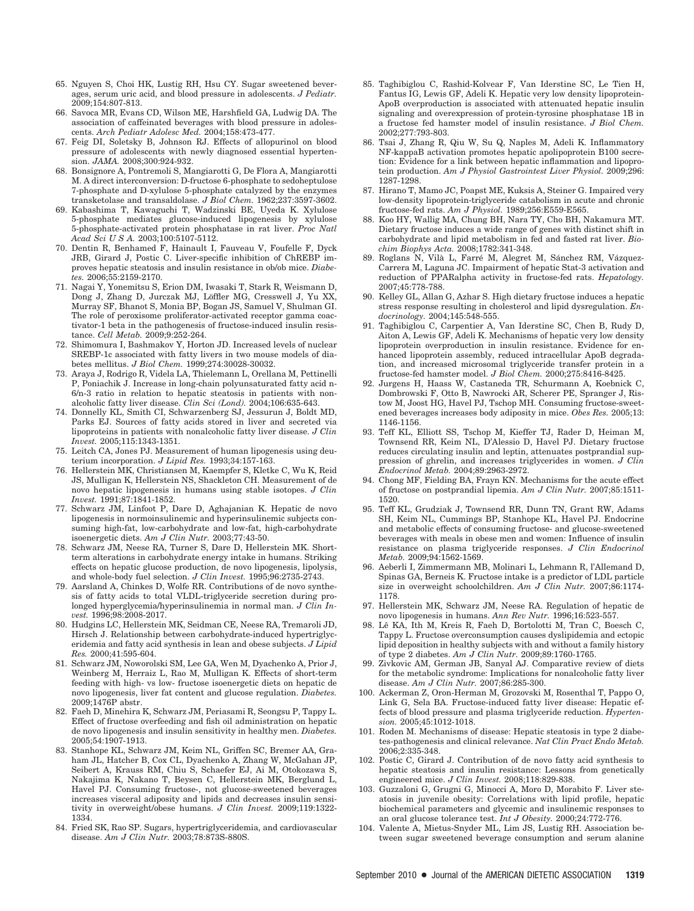65. Nguyen S, Choi HK, Lustig RH, Hsu CY. Sugar sweetened beverages, serum uric acid, and blood pressure in adolescents. *J Pediatr.* 2009;154:807-813.
66. Savoca MR, Evans CD, Wilson ME, Harshfield GA, Ludwig DA. The association of caffeinated beverages with blood pressure in adolescents. *Arch Pediatr Adolesc Med.* 2004;158:473-477.
67. Feig DI, Soletsky B, Johnson RJ. Effects of allopurinol on blood pressure of adolescents with newly diagnosed essential hypertension. *JAMA.* 2008;300:924-932.
68. Bonsignore A, Pontremoli S, Mangiarotti G, De Flora A, Mangiarotti M. A direct interconversion: D-fructose 6-phosphate to sedoheptulose 7-phosphate and D-xylulose 5-phosphate catalyzed by the enzymes transketolase and transaldolase. *J Biol Chem.* 1962;237:3597-3602.
69. Kabashima T, Kawaguchi T, Wadzinski BE, Uyeda K. Xylulose 5-phosphate mediates glucose-induced lipogenesis by xylulose 5-phosphate-activated protein phosphatase in rat liver. *Proc Natl Acad Sci U S A.* 2003;100:5107-5112.
70. Dentin R, Benhamed F, Hainault I, Fauveau V, Foufelle F, Dyck JRB, Girard J, Postic C. Liver-specific inhibition of ChREBP improves hepatic steatosis and insulin resistance in ob/ob mice. *Diabetes.* 2006;55:2159-2170.
71. Nagai Y, Yonemitsu S, Erion DM, Iwasaki T, Stark R, Weismann D, Dong J, Zhang D, Jurczak MJ, Löffler MG, Cresswell J, Yu XX, Murray SF, Bhanot S, Monia BP, Bogan JS, Samuel V, Shulman GI. The role of peroxisome proliferator-activated receptor gamma coactivator-1 beta in the pathogenesis of fructose-induced insulin resistance. *Cell Metab.* 2009;9:252-264.
72. Shimomura I, Bashmakov Y, Horton JD. Increased levels of nuclear SREBP-1c associated with fatty livers in two mouse models of diabetes mellitus. *J Biol Chem.* 1999;274:30028-30032.
73. Araya J, Rodrigo R, Videla LA, Thielemann L, Orellana M, Pettinelli P, Poniachik J. Increase in long-chain polyunsaturated fatty acid n-6/n-3 ratio in relation to hepatic steatosis in patients with nonalcoholic fatty liver disease. *Clin Sci (Lond).* 2004;106:635-643.
74. Donnelly KL, Smith CI, Schwarzenberg SJ, Jessurun J, Boldt MD, Parks EJ. Sources of fatty acids stored in liver and secreted via lipoproteins in patients with nonalcoholic fatty liver disease. *J Clin Invest.* 2005;115:1343-1351.
75. Leitch CA, Jones PJ. Measurement of human lipogenesis using deuterium incorporation. *J Lipid Res.* 1993;34:157-163.
76. Hellerstein MK, Christiansen M, Kaempfer S, Kletke C, Wu K, Reid JS, Mulligan K, Hellerstein NS, Shackleton CH. Measurement of de novo hepatic lipogenesis in humans using stable isotopes. *J Clin Invest.* 1991;87:1841-1852.
77. Schwarz JM, Linfoot P, Dare D, Aghajanian K. Hepatic de novo lipogenesis in normoinsulinemic and hyperinsulinemic subjects consuming high-fat, low-carbohydrate and low-fat, high-carbohydrate isoenergetic diets. *Am J Clin Nutr.* 2003;77:43-50.
78. Schwarz JM, Neese RA, Turner S, Dare D, Hellerstein MK. Short-term alterations in carbohydrate energy intake in humans. Striking effects on hepatic glucose production, de novo lipogenesis, lipolysis, and whole-body fuel selection. *J Clin Invest.* 1995;96:2735-2743.
79. Aarsland A, Chinkes D, Wolfe RR. Contributions of de novo synthesis of fatty acids to total VLDL-triglyceride secretion during prolonged hyperglycemia/hyperinsulinemia in normal man. *J Clin Invest.* 1996;98:2008-2017.
80. Hudgins LC, Hellerstein MK, Seidman CE, Neese RA, Tremaroli JD, Hirsch J. Relationship between carbohydrate-induced hypertriglyceridemia and fatty acid synthesis in lean and obese subjects. *J Lipid Res.* 2000;41:595-604.
81. Schwarz JM, Noworolski SM, Lee GA, Wen M, Dyachenko A, Prior J, Weinberg M, Herraiz L, Rao M, Mulligan K. Effects of short-term feeding with high- vs low- fructose isoenergetic diets on hepatic de novo lipogenesis, liver fat content and glucose regulation. *Diabetes.* 2009;1476P abstr.
82. Faeh D, Minehira K, Schwarz JM, Periasami R, Seongsu P, Tappy L. Effect of fructose overfeeding and fish oil administration on hepatic de novo lipogenesis and insulin sensitivity in healthy men. *Diabetes.* 2005;54:1907-1913.
83. Stanhope KL, Schwarz JM, Keim NL, Griffen SC, Bremer AA, Graham JL, Hatcher B, Cox CL, Dyachenko A, Zhang W, McGahan JP, Seibert A, Krauss RM, Chiu S, Schaefer EJ, Ai M, Otokozawa S, Nakajima K, Nakano T, Beysen C, Hellerstein MK, Berglund L, Havel PJ. Consuming fructose-, not glucose-sweetened beverages increases visceral adiposity and lipids and decreases insulin sensitivity in overweight/obese humans. *J Clin Invest.* 2009;119:1322-1334.
84. Fried SK, Rao SP. Sugars, hypertriglyceridemia, and cardiovascular disease. *Am J Clin Nutr.* 2003;78:873S-880S.
85. Taghibiglou C, Rashid-Kolvear F, Van Iderstine SC, Le Tien H, Fantus IG, Lewis GF, Adeli K. Hepatic very low density lipoprotein-ApoB overproduction is associated with attenuated hepatic insulin signaling and overexpression of protein-tyrosine phosphatase 1B in a fructose fed hamster model of insulin resistance. *J Biol Chem.* 2002;277:793-803.
86. Tsai J, Zhang R, Qiu W, Su Q, Naples M, Adeli K. Inflammatory NF-kappaB activation promotes hepatic apolipoprotein B100 secretion: Evidence for a link between hepatic inflammation and lipoprotein production. *Am J Physiol Gastrointest Liver Physiol.* 2009;296:1287-1298.
87. Hirano T, Mamo JC, Poapst ME, Kuksis A, Steiner G. Impaired very low-density lipoprotein-triglyceride catabolism in acute and chronic fructose-fed rats. *Am J Physiol.* 1989;256:E559-E565.
88. Koo HY, Wallig MA, Chung BH, Nara TY, Cho BH, Nakamura MT. Dietary fructose induces a wide range of genes with distinct shift in carbohydrate and lipid metabolism in fed and fasted rat liver. *Biochim Biophys Acta.* 2008;1782:341-348.
89. Roglans N, Vilà L, Farré M, Alegret M, Sánchez RM, Vázquez-Carrera M, Laguna JC. Impairment of hepatic Stat-3 activation and reduction of PPARalpha activity in fructose-fed rats. *Hepatology.* 2007;45:778-788.
90. Kelley GL, Allan G, Azhar S. High dietary fructose induces a hepatic stress response resulting in cholesterol and lipid dysregulation. *Endocrinology.* 2004;145:548-555.
91. Taghibiglou C, Carpentier A, Van Iderstine SC, Chen B, Rudy D, Aiton A, Lewis GF, Adeli K. Mechanisms of hepatic very low density lipoprotein overproduction in insulin resistance. Evidence for enhanced lipoprotein assembly, reduced intracellular ApoB degradation, and increased microsomal triglyceride transfer protein in a fructose-fed hamster model. *J Biol Chem.* 2000;275:8416-8425.
92. Jurgens H, Haass W, Castaneda TR, Schurmann A, Koebnick C, Dombrowski F, Otto B, Nawrocki AR, Scherer PE, Spranger J, Ristow M, Joost HG, Havel PJ, Tschop MH. Consuming fructose-sweetened beverages increases body adiposity in mice. *Obes Res.* 2005;13:1146-1156.
93. Teff KL, Elliott SS, Tschop M, Kieffer TJ, Rader D, Heiman M, Townsend RR, Keim NL, D'Alessio D, Havel PJ. Dietary fructose reduces circulating insulin and leptin, attenuates postprandial suppression of ghrelin, and increases triglycerides in women. *J Clin Endocrinol Metab.* 2004;89:2963-2972.
94. Chong MF, Fielding BA, Frayn KN. Mechanisms for the acute effect of fructose on postprandial lipemia. *Am J Clin Nutr.* 2007;85:1511-1520.
95. Teff KL, Grudziak J, Townsend RR, Dunn TN, Grant RW, Adams SH, Keim NL, Cummings BP, Stanhope KL, Havel PJ. Endocrine and metabolic effects of consuming fructose- and glucose-sweetened beverages with meals in obese men and women: Influence of insulin resistance on plasma triglyceride responses. *J Clin Endocrinol Metab.* 2009;94:1562-1569.
96. Aeberli I, Zimmermann MB, Molinari L, Lehmann R, l'Allemand D, Spinas GA, Berneis K. Fructose intake is a predictor of LDL particle size in overweight schoolchildren. *Am J Clin Nutr.* 2007;86:1174-1178.
97. Hellerstein MK, Schwarz JM, Neese RA. Regulation of hepatic de novo lipogenesis in humans. *Ann Rev Nutr.* 1996;16:523-557.
98. Lê KA, Ith M, Kreis R, Faeh D, Bortolotti M, Tran C, Boesch C, Tappy L. Fructose overconsumption causes dyslipidemia and ectopic lipid deposition in healthy subjects with and without a family history of type 2 diabetes. *Am J Clin Nutr.* 2009;89:1760-1765.
99. Zivkovic AM, German JB, Sanyal AJ. Comparative review of diets for the metabolic syndrome: Implications for nonalcoholic fatty liver disease. *Am J Clin Nutr.* 2007;86:285-300.
100. Ackerman Z, Oron-Herman M, Grozovski M, Rosenthal T, Pappo O, Link G, Sela BA. Fructose-induced fatty liver disease: Hepatic effects of blood pressure and plasma triglyceride reduction. *Hypertension.* 2005;45:1012-1018.
101. Roden M. Mechanisms of disease: Hepatic steatosis in type 2 diabetes-pathogenesis and clinical relevance. *Nat Clin Pract Endo Metab.* 2006;2:335-348.
102. Postic C, Girard J. Contribution of de novo fatty acid synthesis to hepatic steatosis and insulin resistance: Lessons from genetically engineered mice. *J Clin Invest.* 2008;118:829-838.
103. Guzzaloni G, Grugni G, Minocci A, Moro D, Morabito F. Liver steatosis in juvenile obesity: Correlations with lipid profile, hepatic biochemical parameters and glycemic and insulinemic responses to an oral glucose tolerance test. *Int J Obesity.* 2000;24:772-776.
104. Valente A, Mietus-Snyder ML, Lim JS, Lustig RH. Association between sugar sweetened beverage consumption and serum alanine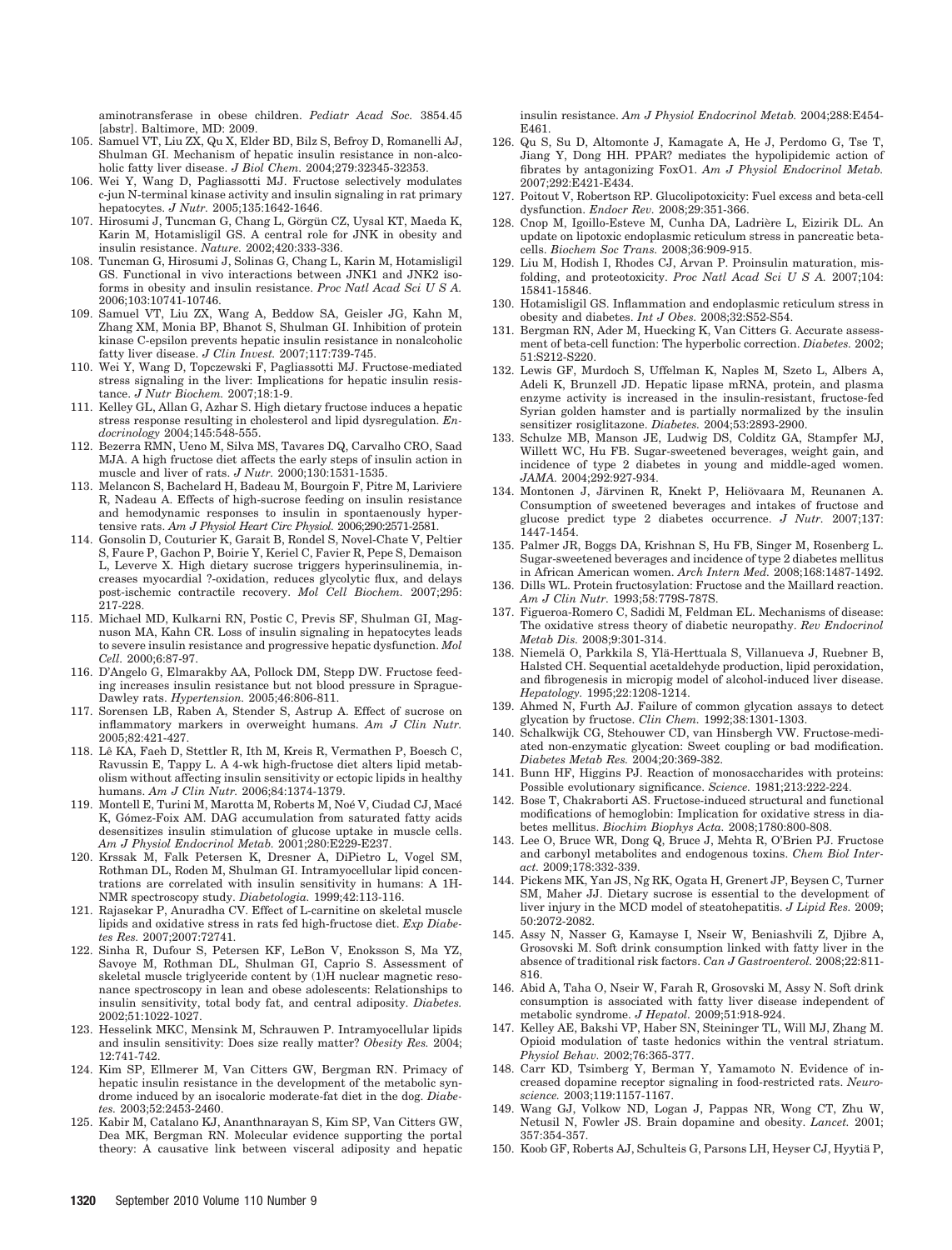aminotransferase in obese children. *Pediatr Acad Soc.* 3854.45 [abstr]. Baltimore, MD: 2009.

105. Samuel VT, Liu ZX, Qu X, Elder BD, Bilz S, Befroy D, Romanelli AJ, Shulman GI. Mechanism of hepatic insulin resistance in non-alcoholic fatty liver disease. *J Biol Chem.* 2004;279:32345-32353.
106. Wei Y, Wang D, Pagliassotti MJ. Fructose selectively modulates c-jun N-terminal kinase activity and insulin signaling in rat primary hepatocytes. *J Nutr.* 2005;135:1642-1646.
107. Hirosumi J, Tuncman G, Chang L, Görgün CZ, Uysal KT, Maeda K, Karin M, Hotamisligil GS. A central role for JNK in obesity and insulin resistance. *Nature.* 2002;420:333-336.
108. Tuncman G, Hirosumi J, Solinas G, Chang L, Karin M, Hotamisligil GS. Functional in vivo interactions between JNK1 and JNK2 isoforms in obesity and insulin resistance. *Proc Natl Acad Sci U S A.* 2006;103:10741-10746.
109. Samuel VT, Liu ZX, Wang A, Beddow SA, Geisler JG, Kahn M, Zhang XM, Monia BP, Bhanot S, Shulman GI. Inhibition of protein kinase C-epsilon prevents hepatic insulin resistance in nonalcoholic fatty liver disease. *J Clin Invest.* 2007;117:739-745.
110. Wei Y, Wang D, Topczewski F, Pagliassotti MJ. Fructose-mediated stress signaling in the liver: Implications for hepatic insulin resistance. *J Nutr Biochem.* 2007;18:1-9.
111. Kelley GL, Allan G, Azhar S. High dietary fructose induces a hepatic stress response resulting in cholesterol and lipid dysregulation. *Endocrinology* 2004;145:548-555.
112. Bezerra RMN, Ueno M, Silva MS, Tavares DQ, Carvalho CRO, Saad MJA. A high fructose diet affects the early steps of insulin action in muscle and liver of rats. *J Nutr.* 2000;130:1531-1535.
113. Melancon S, Bachelard H, Badeau M, Bourgoin F, Pitre M, Lariviere R, Nadeau A. Effects of high-sucrose feeding on insulin resistance and hemodynamic responses to insulin in spontaneously hypertensive rats. *Am J Physiol Heart Circ Physiol.* 2006;290:2571-2581.
114. Gonsolin D, Couturier K, Garait B, Rondel S, Novel-Chate V, Peltier S, Faure P, Gachon P, Boirie Y, Keriel C, Favier R, Pepe S, Demaison L, Leverve X. High dietary sucrose triggers hyperinsulinemia, increases myocardial ?-oxidation, reduces glycolytic flux, and delays post-ischemic contractile recovery. *Mol Cell Biochem.* 2007;295:217-228.
115. Michael MD, Kulkarni RN, Postic C, Previs SF, Shulman GI, Magnuson MA, Kahn CR. Loss of insulin signaling in hepatocytes leads to severe insulin resistance and progressive hepatic dysfunction. *Mol Cell.* 2000;6:87-97.
116. D'Angelo G, Elmarakby AA, Pollock DM, Stepp DW. Fructose feeding increases insulin resistance but not blood pressure in Sprague-Dawley rats. *Hypertension.* 2005;46:806-811.
117. Sorensen LB, Raben A, Stender S, Astrup A. Effect of sucrose on inflammatory markers in overweight humans. *Am J Clin Nutr.* 2005;82:421-427.
118. Lê KA, Faeh D, Stettler R, Ith M, Kreis R, Vermathen P, Boesch C, Ravussin E, Tappy L. A 4-wk high-fructose diet alters lipid metabolism without affecting insulin sensitivity or ectopic lipids in healthy humans. *Am J Clin Nutr.* 2006;84:1374-1379.
119. Montell E, Turini M, Marotta M, Roberts M, Noé V, Ciudad CJ, Macé K, Gómez-Foix AM. DAG accumulation from saturated fatty acids desensitizes insulin stimulation of glucose uptake in muscle cells. *Am J Physiol Endocrinol Metab.* 2001;280:E229-E237.
120. Krssak M, Falk Petersen K, Dresner A, DiPietro L, Vogel SM, Rothman DL, Roden M, Shulman GI. Intramyocellular lipid concentrations are correlated with insulin sensitivity in humans: A 1H-NMR spectroscopy study. *Diabetologia.* 1999;42:113-116.
121. Rajasekar P, Anuradha CV. Effect of L-carnitine on skeletal muscle lipids and oxidative stress in rats fed high-fructose diet. *Exp Diabetes Res.* 2007;2007:72741.
122. Sinha R, Dufour S, Petersen KF, LeBon V, Enoksson S, Ma YZ, Savoye M, Rothman DL, Shulman GI, Caprio S. Assessment of skeletal muscle triglyceride content by (1)H nuclear magnetic resonance spectroscopy in lean and obese adolescents: Relationships to insulin sensitivity, total body fat, and central adiposity. *Diabetes.* 2002;51:1022-1027.
123. Hesselink MKC, Mensink M, Schrauwen P. Intramyocellular lipids and insulin sensitivity: Does size really matter? *Obesity Res.* 2004;12:741-742.
124. Kim SP, Ellmerer M, Van Citters GW, Bergman RN. Primacy of hepatic insulin resistance in the development of the metabolic syndrome induced by an isocaloric moderate-fat diet in the dog. *Diabetes.* 2003;52:2453-2460.
125. Kabir M, Catalano KJ, Ananthnarayan S, Kim SP, Van Citters GW, Dea MK, Bergman RN. Molecular evidence supporting the portal theory: A causative link between visceral adiposity and hepatic insulin resistance. *Am J Physiol Endocrinol Metab.* 2004;288:E454-E461.
126. Qu S, Su D, Altomonte J, Kamagate A, He J, Perdomo G, Tse T, Jiang Y, Dong HH. PPAR? mediates the hypolipidemic action of fibrates by antagonizing FoxO1. *Am J Physiol Endocrinol Metab.* 2007;292:E421-E434.
127. Poitout V, Robertson RP. Glucolipotoxicity: Fuel excess and beta-cell dysfunction. *Endocr Rev.* 2008;29:351-366.
128. Cnop M, Igoillo-Esteve M, Cunha DA, Ladrière L, Eizirik DL. An update on lipotoxic endoplasmic reticulum stress in pancreatic beta-cells. *Biochem Soc Trans.* 2008;36:909-915.
129. Liu M, Hodish I, Rhodes CJ, Arvan P. Proinsulin maturation, misfolding, and proteotoxicity. *Proc Natl Acad Sci U S A.* 2007;104:15841-15846.
130. Hotamisligil GS. Inflammation and endoplasmic reticulum stress in obesity and diabetes. *Int J Obes.* 2008;32:S52-S54.
131. Bergman RN, Ader M, Huecking K, Van Citters G. Accurate assessment of beta-cell function: The hyperbolic correction. *Diabetes.* 2002;51:S212-S220.
132. Lewis GF, Murdoch S, Uffelman K, Naples M, Szeto L, Albers A, Adeli K, Brunzell JD. Hepatic lipase mRNA, protein, and plasma enzyme activity is increased in the insulin-resistant, fructose-fed Syrian golden hamster and is partially normalized by the insulin sensitizer rosiglitazone. *Diabetes.* 2004;53:2893-2900.
133. Schulze MB, Manson JE, Ludwig DS, Colditz GA, Stampfer MJ, Willett WC, Hu FB. Sugar-sweetened beverages, weight gain, and incidence of type 2 diabetes in young and middle-aged women. *JAMA.* 2004;292:927-934.
134. Montonen J, Järvinen R, Knekt P, Heliövaara M, Reunanen A. Consumption of sweetened beverages and intakes of fructose and glucose predict type 2 diabetes occurrence. *J Nutr.* 2007;137:1447-1454.
135. Palmer JR, Boggs DA, Krishnan S, Hu FB, Singer M, Rosenberg L. Sugar-sweetened beverages and incidence of type 2 diabetes mellitus in African American women. *Arch Intern Med.* 2008;168:1487-1492.
136. Dills WL. Protein fructosylation: Fructose and the Maillard reaction. *Am J Clin Nutr.* 1993;58:779S-787S.
137. Figueroa-Romero C, Sadidi M, Feldman EL. Mechanisms of disease: The oxidative stress theory of diabetic neuropathy. *Rev Endocrinol Metab Dis.* 2008;9:301-314.
138. Niemelä O, Parkkila S, Ylä-Herttuala S, Villanueva J, Ruebner B, Halsted CH. Sequential acetaldehyde production, lipid peroxidation, and fibrogenesis in micropig model of alcohol-induced liver disease. *Hepatology.* 1995;22:1208-1214.
139. Ahmed N, Furth AJ. Failure of common glycation assays to detect glycation by fructose. *Clin Chem.* 1992;38:1301-1303.
140. Schalkwijk CG, Stehouwer CD, van Hinsbergh VW. Fructose-mediated non-enzymatic glycation: Sweet coupling or bad modification. *Diabetes Metab Res.* 2004;20:369-382.
141. Bunn HF, Higgins PJ. Reaction of monosaccharides with proteins: Possible evolutionary significance. *Science.* 1981;213:222-224.
142. Bose T, Chakraborti AS. Fructose-induced structural and functional modifications of hemoglobin: Implication for oxidative stress in diabetes mellitus. *Biochim Biophys Acta.* 2008;1780:800-808.
143. Lee O, Bruce WR, Dong Q, Bruce J, Mehta R, O'Brien PJ. Fructose and carbonyl metabolites and endogenous toxins. *Chem Biol Interact.* 2009;178:332-339.
144. Pickens MK, Yan JS, Ng RK, Ogata H, Grenert JP, Beysen C, Turner SM, Maher JJ. Dietary sucrose is essential to the development of liver injury in the MCD model of steatohepatitis. *J Lipid Res.* 2009;50:2072-2082.
145. Assy N, Nasser G, Kamayse I, Nseir W, Beniashvili Z, Djibre A, Grosovski M. Soft drink consumption linked with fatty liver in the absence of traditional risk factors. *Can J Gastroenterol.* 2008;22:811-816.
146. Abid A, Taha O, Nseir W, Farah R, Grosovski M, Assy N. Soft drink consumption is associated with fatty liver disease independent of metabolic syndrome. *J Hepatol.* 2009;51:918-924.
147. Kelley AE, Bakshi VP, Haber SN, Steininger TL, Will MJ, Zhang M. Opioid modulation of taste hedonics within the ventral striatum. *Physiol Behav.* 2002;76:365-377.
148. Carr KD, Tsimberg Y, Berman Y, Yamamoto N. Evidence of increased dopamine receptor signaling in food-restricted rats. *Neuroscience.* 2003;119:1157-1167.
149. Wang GJ, Volkow ND, Logan J, Pappas NR, Wong CT, Zhu W, Netusil N, Fowler JS. Brain dopamine and obesity. *Lancet.* 2001;357:354-357.
150. Koob GF, Roberts AJ, Schulteis G, Parsons LH, Heyser CJ, Hyytiä P,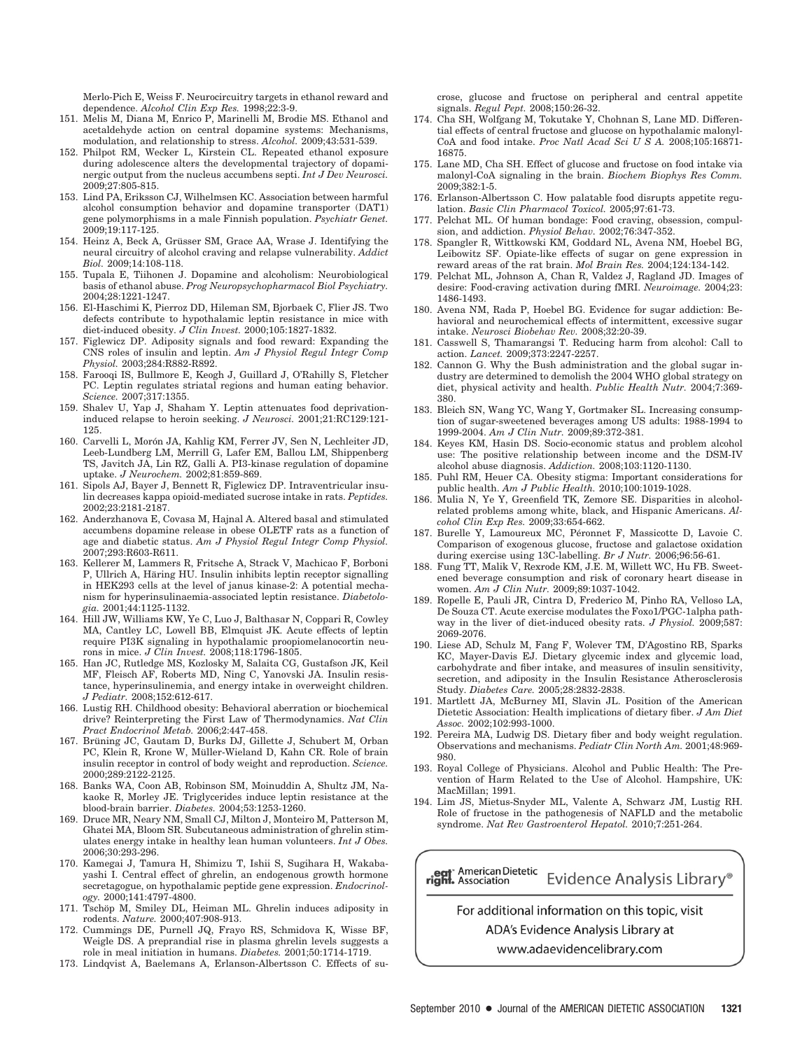Merlo-Pich E, Weiss F. Neurocircuitry targets in ethanol reward and dependence. *Alcohol Clin Exp Res.* 1998;22:3-9.

151. Melis M, Diana M, Enrico P, Marinelli M, Brodie MS. Ethanol and acetaldehyde action on central dopamine systems: Mechanisms, modulation, and relationship to stress. *Alcohol.* 2009;43:531-539.
152. Philpot RM, Wecker L, Kirstein CL. Repeated ethanol exposure during adolescence alters the developmental trajectory of dopaminergic output from the nucleus accumbens septi. *Int J Dev Neurosci.* 2009;27:805-815.
153. Lind PA, Eriksson CJ, Wilhelmsen KC. Association between harmful alcohol consumption behavior and dopamine transporter (DAT1) gene polymorphisms in a male Finnish population. *Psychiatr Genet.* 2009;19:117-125.
154. Heinz A, Beck A, Grüsser SM, Grace AA, Wrase J. Identifying the neural circuitry of alcohol craving and relapse vulnerability. *Addict Biol.* 2009;14:108-118.
155. Tupala E, Tiihonen J. Dopamine and alcoholism: Neurobiological basis of ethanol abuse. *Prog Neuropsychopharmacol Biol Psychiatry.* 2004;28:1221-1247.
156. El-Haschimi K, Pierroz DD, Hileman SM, Bjorbaek C, Flier JS. Two defects contribute to hypothalamic leptin resistance in mice with diet-induced obesity. *J Clin Invest.* 2000;105:1827-1832.
157. Figlewicz DP. Adiposity signals and food reward: Expanding the CNS roles of insulin and leptin. *Am J Physiol Regul Integr Comp Physiol.* 2003;284:R882-R892.
158. Farooqi IS, Bullmore E, Keogh J, Guillard J, O'Rahilly S, Fletcher PC. Leptin regulates striatal regions and human eating behavior. *Science.* 2007;317:1355.
159. Shalev U, Yap J, Shaham Y. Leptin attenuates food deprivation-induced relapse to heroin seeking. *J Neurosci.* 2001;21:RC129:121-125.
160. Carvelli L, Morón JA, Kahlig KM, Ferrer JV, Sen N, Lechleiter JD, Leeb-Lundberg LM, Merrill G, Lafer EM, Ballou LM, Shippenberg TS, Javitch JA, Lin RZ, Galli A. PI3-kinase regulation of dopamine uptake. *J Neurochem.* 2002;81:859-869.
161. Sipols AJ, Bayer J, Bennett R, Figlewicz DP. Intraventricular insulin decreases kappa opioid-mediated sucrose intake in rats. *Peptides.* 2002;23:2181-2187.
162. Anderzhanova E, Covasa M, Hajnal A. Altered basal and stimulated accumbens dopamine release in obese OLETF rats as a function of age and diabetic status. *Am J Physiol Regul Integr Comp Physiol.* 2007;293:R603-R611.
163. Kellerer M, Lammers R, Fritsche A, Strack V, Machicao F, Borboni P, Ullrich A, Häring HU. Insulin inhibits leptin receptor signalling in HEK293 cells at the level of janus kinase-2: A potential mechanism for hyperinsulinaemia-associated leptin resistance. *Diabetologia.* 2001;44:1125-1132.
164. Hill JW, Williams KW, Ye C, Luo J, Balthasar N, Coppari R, Cowley MA, Cantley LC, Lowell BB, Elmquist JK. Acute effects of leptin require PI3K signaling in hypothalamic proopiomelanocortin neurons in mice. *J Clin Invest.* 2008;118:1796-1805.
165. Han JC, Rutledge MS, Kozlosky M, Salaita CG, Gustafson JK, Keil MF, Fleisch AF, Roberts MD, Ning C, Yanovski JA. Insulin resistance, hyperinsulinemia, and energy intake in overweight children. *J Pediatr.* 2008;152:612-617.
166. Lustig RH. Childhood obesity: Behavioral aberration or biochemical drive? Reinterpreting the First Law of Thermodynamics. *Nat Clin Pract Endocrinol Metab.* 2006;2:447-458.
167. Brüning JC, Gautam D, Burks DJ, Gillette J, Schubert M, Orban PC, Klein R, Krone W, Müller-Wieland D, Kahn CR. Role of brain insulin receptor in control of body weight and reproduction. *Science.* 2000;289:2122-2125.
168. Banks WA, Coon AB, Robinson SM, Moinuddin A, Shultz JM, Nakaoke R, Morley JE. Triglycerides induce leptin resistance at the blood-brain barrier. *Diabetes.* 2004;53:1253-1260.
169. Druce MR, Neary NM, Small CJ, Milton J, Monteiro M, Patterson M, Ghatei MA, Bloom SR. Subcutaneous administration of ghrelin stimulates energy intake in healthy lean human volunteers. *Int J Obes.* 2006;30:293-296.
170. Kamegai J, Tamura H, Shimizu T, Ishii S, Sugihara H, Wakabayashi I. Central effect of ghrelin, an endogenous growth hormone secretagogue, on hypothalamic peptide gene expression. *Endocrinology.* 2000;141:4797-4800.
171. Tschöp M, Smiley DL, Heiman ML. Ghrelin induces adiposity in rodents. *Nature.* 2000;407:908-913.
172. Cummings DE, Purnell JQ, Frayo RS, Schmidova K, Wisse BF, Weigle DS. A preprandial rise in plasma ghrelin levels suggests a role in meal initiation in humans. *Diabetes.* 2001;50:1714-1719.
173. Lindqvist A, Baelemans A, Erlanson-Albertsson C. Effects of sucrose, glucose and fructose on peripheral and central appetite signals. *Regul Pept.* 2008;150:26-32.
174. Cha SH, Wolfgang M, Tokutake Y, Chohnan S, Lane MD. Differential effects of central fructose and glucose on hypothalamic malonyl-CoA and food intake. *Proc Natl Acad Sci U S A.* 2008;105:16871-16875.
175. Lane MD, Cha SH. Effect of glucose and fructose on food intake via malonyl-CoA signaling in the brain. *Biochem Biophys Res Comm.* 2009;382:1-5.
176. Erlanson-Albertsson C. How palatable food disrupts appetite regulation. *Basic Clin Pharmacol Toxicol.* 2005;97:61-73.
177. Pelchat ML. Of human bondage: Food craving, obsession, compulsion, and addiction. *Physiol Behav.* 2002;76:347-352.
178. Spangler R, Wittkowski KM, Goddard NL, Avena NM, Hoebel BG, Leibowitz SF. Opiate-like effects of sugar on gene expression in reward areas of the rat brain. *Mol Brain Res.* 2004;124:134-142.
179. Pelchat ML, Johnson A, Chan R, Valdez J, Ragland JD. Images of desire: Food-craving activation during fMRI. *Neuroimage.* 2004;23:1486-1493.
180. Avena NM, Rada P, Hoebel BG. Evidence for sugar addiction: Behavioral and neurochemical effects of intermittent, excessive sugar intake. *Neurosci Biobehav Rev.* 2008;32:20-39.
181. Casswell S, Thamarangsi T. Reducing harm from alcohol: Call to action. *Lancet.* 2009;373:2247-2257.
182. Cannon G. Why the Bush administration and the global sugar industry are determined to demolish the 2004 WHO global strategy on diet, physical activity and health. *Public Health Nutr.* 2004;7:369-380.
183. Bleich SN, Wang YC, Wang Y, Gortmaker SL. Increasing consumption of sugar-sweetened beverages among US adults: 1988-1994 to 1999-2004. *Am J Clin Nutr.* 2009;89:372-381.
184. Keyes KM, Hasin DS. Socio-economic status and problem alcohol use: The positive relationship between income and the DSM-IV alcohol abuse diagnosis. *Addiction.* 2008;103:1120-1130.
185. Puhl RM, Heuer CA. Obesity stigma: Important considerations for public health. *Am J Public Health.* 2010;100:1019-1028.
186. Mulia N, Ye Y, Greenfield TK, Zemore SE. Disparities in alcohol-related problems among white, black, and Hispanic Americans. *Alcohol Clin Exp Res.* 2009;33:654-662.
187. Burelle Y, Lamoureux MC, Péronnet F, Massicotte D, Lavoie C. Comparison of exogenous glucose, fructose and galactose oxidation during exercise using 13C-labelling. *Br J Nutr.* 2006;96:56-61.
188. Fung TT, Malik V, Rexrode KM, J.E. M, Willett WC, Hu FB. Sweetened beverage consumption and risk of coronary heart disease in women. *Am J Clin Nutr.* 2009;89:1037-1042.
189. Ropelle E, Pauli JR, Cintra D, Frederico M, Pinho RA, Velloso LA, De Souza CT. Acute exercise modulates the Foxo1/PGC-1alpha pathway in the liver of diet-induced obesity rats. *J Physiol.* 2009;587:2069-2076.
190. Liese AD, Schulz M, Fang F, Wolever TM, D'Agostino RB, Sparks KC, Mayer-Davis EJ. Dietary glycemic index and glycemic load, carbohydrate and fiber intake, and measures of insulin sensitivity, secretion, and adiposity in the Insulin Resistance Atherosclerosis Study. *Diabetes Care.* 2005;28:2832-2838.
191. Martlett JA, McBurney MI, Slavin JL. Position of the American Dietetic Association: Health implications of dietary fiber. *J Am Diet Assoc.* 2002;102:993-1000.
192. Pereira MA, Ludwig DS. Dietary fiber and body weight regulation. Observations and mechanisms. *Pediatr Clin North Am.* 2001;48:969-980.
193. Royal College of Physicians. Alcohol and Public Health: The Prevention of Harm Related to the Use of Alcohol. Hampshire, UK: MacMillan; 1991.
194. Lim JS, Mietus-Snyder ML, Valente A, Schwarz JM, Lustig RH. Role of fructose in the pathogenesis of NAFLD and the metabolic syndrome. *Nat Rev Gastroenterol Hepatol.* 2010;7:251-264.

eat right. American Dietetic Association — Evidence Analysis Library®

For additional information on this topic, visit ADA's Evidence Analysis Library at www.adaevidencelibrary.com